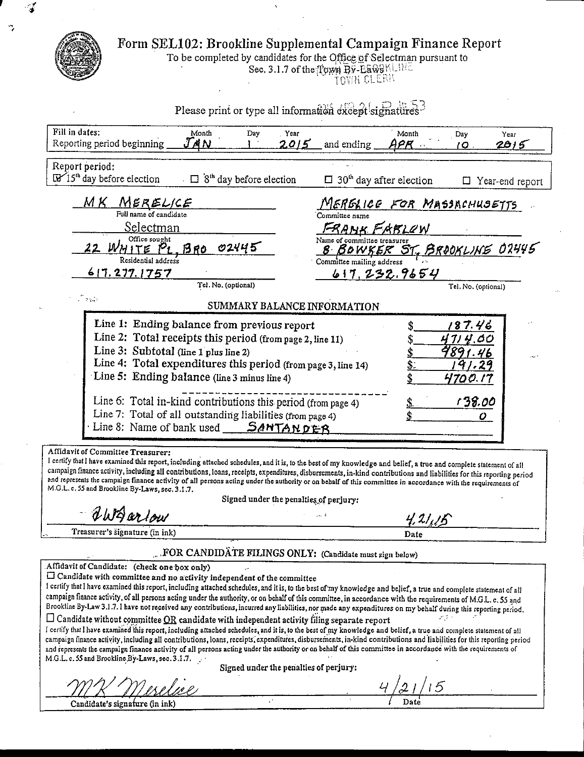# Form SEL102: Brookline Supplemental Campaign Finance Report

To be completed by candidates for the Office of Selectman pursuant to Sec. 3.1.7 of the Town By-Laws

BROOKLINE TOWN CLERK

Please print or type all information except signatures

| Fill in dates: | Month | Day | Year | | Month | Day | Year |
|---|---|---|---|---|---|---|---|
| Reporting period beginning | JAN | 1 | 2015 | and ending | APR | 10 | 2015 |

Report period:
☑ 15th day before election ☐ 8th day before election ☐ 30th day after election ☐ Year-end report

| | |
|---|---|
| MK MERELICE | MERELICE FOR MASSACHUSETTS |
| Full name of candidate | Committee name |
| Selectman | FRANK FARLOW |
| Office sought | Name of committee treasurer |
| 22 WHITE PL, BRO 02445 | 8 BOWKER ST, BROOKLINE 02445 |
| Residential address | Committee mailing address |
| 617.277.1757 | 617.232.9654 |
| Tel. No. (optional) | Tel. No. (optional) |

## SUMMARY BALANCE INFORMATION

| | |
|---|---|
| Line 1: Ending balance from previous report | $ 187.46 |
| Line 2: Total receipts this period (from page 2, line 11) | $ 4714.00 |
| Line 3: Subtotal (line 1 plus line 2) | $ 4891.46 |
| Line 4: Total expenditures this period (from page 3, line 14) | $ 191.29 |
| Line 5: Ending balance (line 3 minus line 4) | $ 4700.17 |
| Line 6: Total in-kind contributions this period (from page 4) | $ 138.00 |
| Line 7: Total of all outstanding liabilities (from page 4) | $ 0 |
| Line 8: Name of bank used | SANTANDER |

**Affidavit of Committee Treasurer:**

I certify that I have examined this report, including attached schedules, and it is, to the best of my knowledge and belief, a true and complete statement of all campaign finance activity, including all contributions, loans, receipts, expenditures, disbursements, in-kind contributions and liabilities for this reporting period and represents the campaign finance activity of all persons acting under the authority or on behalf of this committee in accordance with the requirements of M.G.L. c. 55 and Brookline By-Laws, sec. 3.1.7.

Signed under the penalties of perjury:

FWFarlow — 4.21.15

Treasurer's signature (in ink) — Date

**FOR CANDIDATE FILINGS ONLY:** (Candidate must sign below)

Affidavit of Candidate: (check one box only)

☐ Candidate with committee and no activity independent of the committee

I certify that I have examined this report, including attached schedules, and it is, to the best of my knowledge and belief, a true and complete statement of all campaign finance activity, of all persons acting under the authority, or on behalf of this committee, in accordance with the requirements of M.G.L. c. 55 and Brookline By-Law 3.1.7. I have not received any contributions, incurred any liabilities, nor made any expenditures on my behalf during this reporting period.

☐ Candidate without committee OR candidate with independent activity filing separate report

I certify that I have examined this report, including attached schedules, and it is, to the best of my knowledge and belief, a true and complete statement of all campaign finance activity, including all contributions, loans, receipts, expenditures, disbursements, in-kind contributions and liabilities for this reporting period and represents the campaign finance activity of all persons acting under the authority or on behalf of this committee in accordance with the requirements of M.G.L. c. 55 and Brookline By-Laws, sec. 3.1.7.

Signed under the penalties of perjury:

MK Merelice — 4/21/15

Candidate's signature (in ink) — Date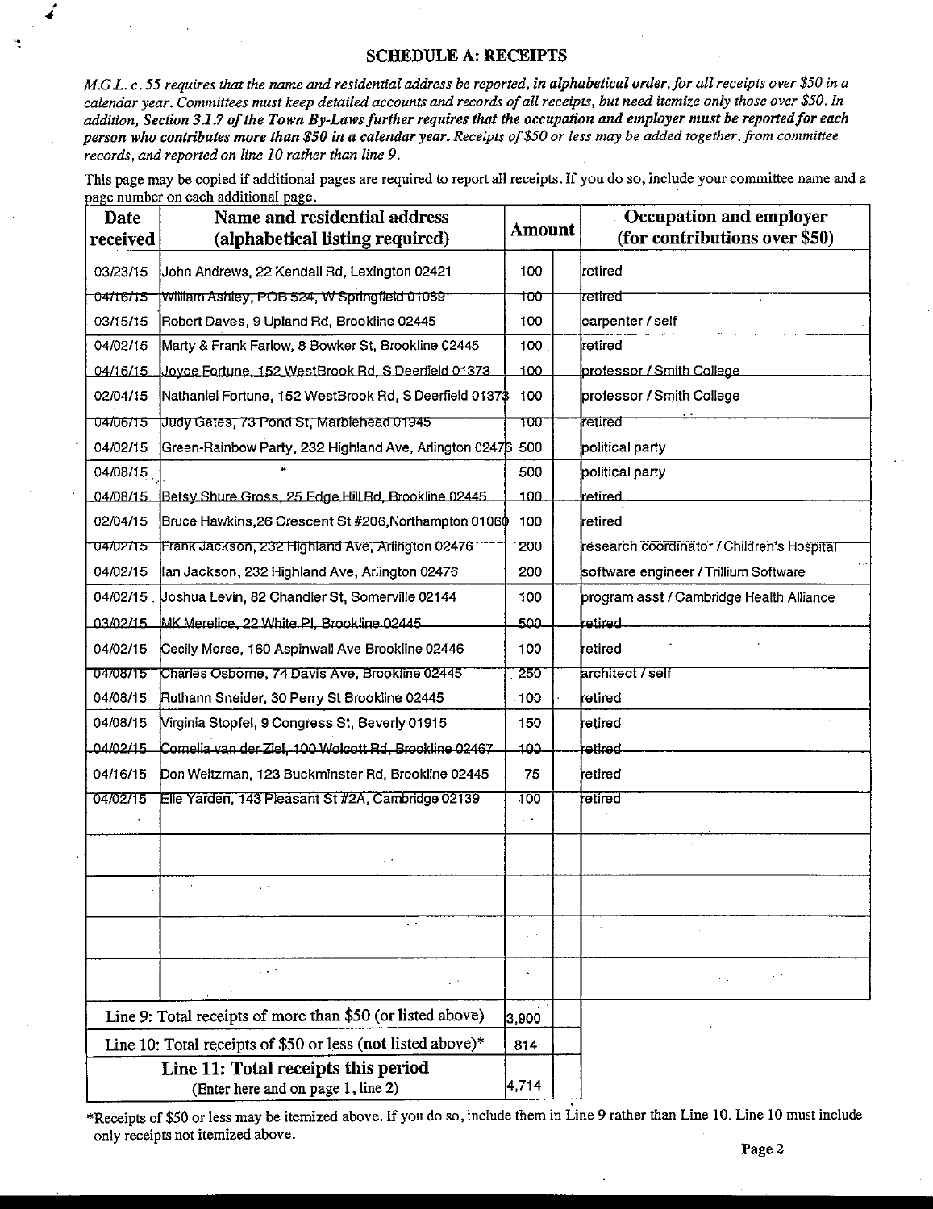## SCHEDULE A: RECEIPTS

*M.G.L. c. 55 requires that the name and residential address be reported, **in alphabetical order**, for all receipts over $50 in a calendar year. Committees must keep detailed accounts and records of all receipts, but need itemize only those over $50. In addition, **Section 3.1.7 of the Town By-Laws** further requires that the occupation and employer must be reported for each person who contributes more than $50 in a calendar year. Receipts of $50 or less may be added together, from committee records, and reported on line 10 rather than line 9.*

This page may be copied if additional pages are required to report all receipts. If you do so, include your committee name and a page number on each additional page.

| Date received | Name and residential address (alphabetical listing required) | Amount | | Occupation and employer (for contributions over $50) |
|---|---|---|---|---|
| 03/23/15 | John Andrews, 22 Kendall Rd, Lexington 02421 | 100 | | retired |
| 04/16/15 | William Ashley, POB 524, W Springfield 01089 | 100 | | retired |
| 03/15/15 | Robert Daves, 9 Upland Rd, Brookline 02445 | 100 | | carpenter / self |
| 04/02/15 | Marty & Frank Farlow, 8 Bowker St, Brookline 02445 | 100 | | retired |
| 04/16/15 | Joyce Fortune, 152 WestBrook Rd, S Deerfield 01373 | 100 | | professor / Smith College |
| 02/04/15 | Nathaniel Fortune, 152 WestBrook Rd, S Deerfield 01373 | 100 | | professor / Smith College |
| 04/06/15 | Judy Gates, 73 Pond St, Marblehead 01945 | 100 | | retired |
| 04/02/15 | Green-Rainbow Party, 232 Highland Ave, Arlington 02476 | 500 | | political party |
| 04/08/15 | " | 500 | | political party |
| 04/08/15 | Betsy Shure Gross, 25 Edge Hill Rd, Brookline 02445 | 100 | | retired |
| 02/04/15 | Bruce Hawkins,26 Crescent St #206,Northampton 01060 | 100 | | retired |
| 04/02/15 | Frank Jackson, 232 Highland Ave, Arlington 02476 | 200 | | research coordinator / Children's Hospital |
| 04/02/15 | Ian Jackson, 232 Highland Ave, Arlington 02476 | 200 | | software engineer / Trillium Software |
| 04/02/15 | Joshua Levin, 82 Chandler St, Somerville 02144 | 100 | | program asst / Cambridge Health Alliance |
| 03/02/15 | MK Merelice, 22 White Pl, Brookline 02445 | 500 | | retired |
| 04/02/15 | Cecily Morse, 160 Aspinwall Ave Brookline 02446 | 100 | | retired |
| 04/08/15 | Charles Osborne, 74 Davis Ave, Brookline 02445 | 250 | | architect / self |
| 04/08/15 | Ruthann Sneider, 30 Perry St Brookline 02445 | 100 | | retired |
| 04/08/15 | Virginia Stopfel, 9 Congress St, Beverly 01915 | 150 | | retired |
| 04/02/15 | Cornelia van der Ziel, 100 Wolcott Rd, Brookline 02467 | 100 | | retired |
| 04/16/15 | Don Weitzman, 123 Buckminster Rd, Brookline 02445 | 75 | | retired |
| 04/02/15 | Elie Yarden, 143 Pleasant St #2A, Cambridge 02139 | 100 | | retired |
| | | | | |
| | | | | |
| | | | | |
| | | | | |
| | | | | |
| Line 9: Total receipts of more than $50 (or listed above) | | 3,900 | | |
| Line 10: Total receipts of $50 or less (not listed above)* | | 814 | | |
| **Line 11: Total receipts this period** (Enter here and on page 1, line 2) | | 4,714 | | |

*Receipts of $50 or less may be itemized above. If you do so, include them in Line 9 rather than Line 10. Line 10 must include only receipts not itemized above.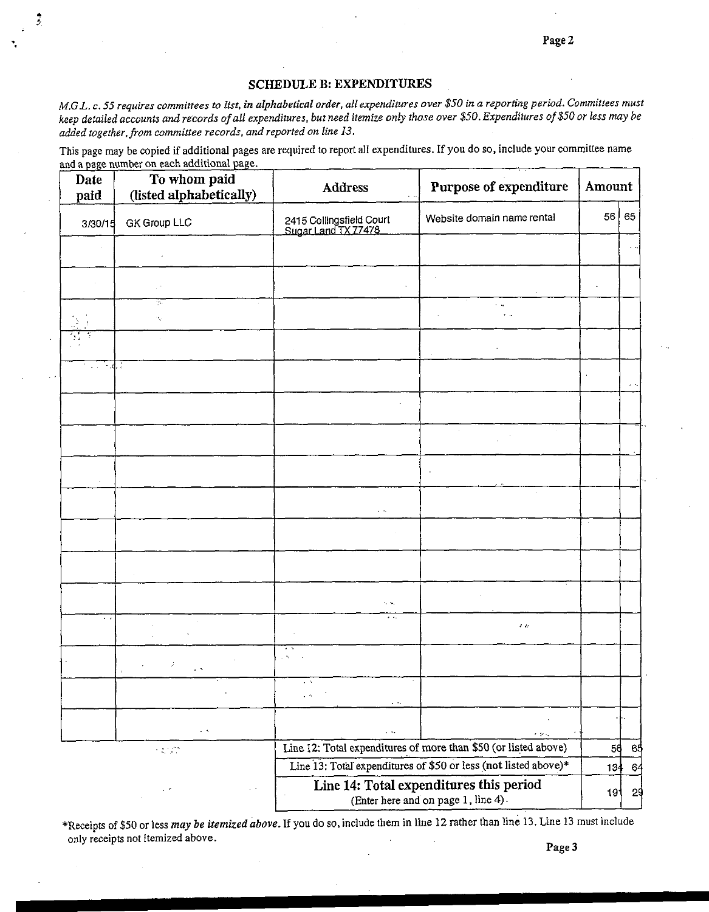## SCHEDULE B: EXPENDITURES

*M.G.L. c. 55 requires committees to list, in alphabetical order, all expenditures over $50 in a reporting period. Committees must keep detailed accounts and records of all expenditures, but need itemize only those over $50. Expenditures of $50 or less may be added together, from committee records, and reported on line 13.*

This page may be copied if additional pages are required to report all expenditures. If you do so, include your committee name and a page number on each additional page.

| Date paid | To whom paid (listed alphabetically) | Address | Purpose of expenditure | Amount | |
|---|---|---|---|---|---|
| 3/30/15 | GK Group LLC | 2415 Collingsfield Court Sugar Land TX 77478 | Website domain name rental | 56 | 65 |
| | | | | | |
| | | | | | |
| | | | | | |
| | | | | | |
| | | | | | |
| | | | | | |
| | | | | | |
| | | | | | |
| | | | | | |
| | | | | | |
| | | | | | |
| | | | | | |
| | | | | | |
| | | | | | |
| | | | | | |
| | | | | | |
| | | Line 12: Total expenditures of more than $50 (or listed above) | | 56 | 65 |
| | | Line 13: Total expenditures of $50 or less (not listed above)* | | 134 | 64 |
| | | **Line 14: Total expenditures this period** (Enter here and on page 1, line 4) | | 191 | 29 |

*Receipts of $50 or less *may be itemized above*. If you do so, include them in line 12 rather than line 13. Line 13 must include only receipts not itemized above.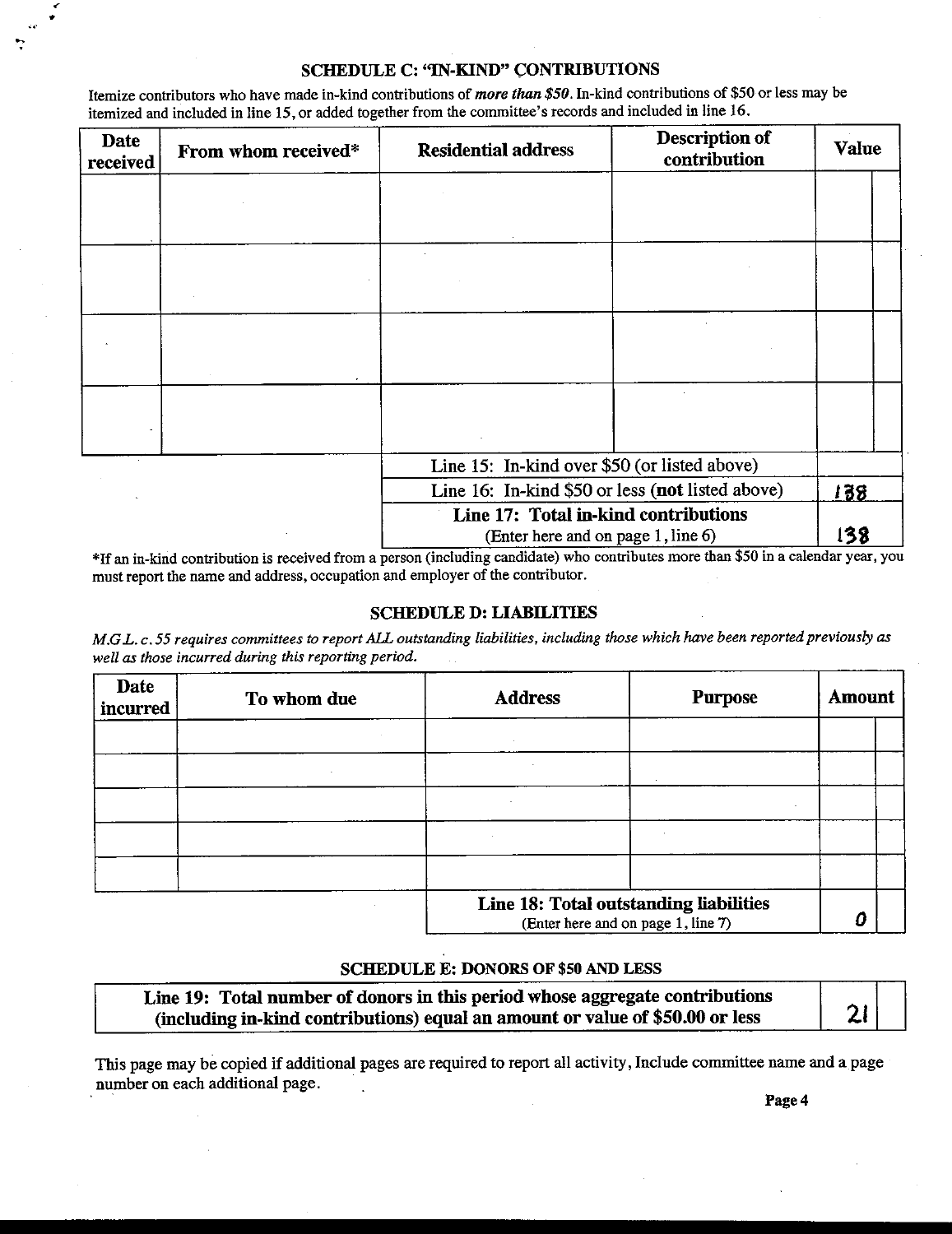## SCHEDULE C: "IN-KIND" CONTRIBUTIONS

Itemize contributors who have made in-kind contributions of ***more than $50***. In-kind contributions of $50 or less may be itemized and included in line 15, or added together from the committee's records and included in line 16.

| Date received | From whom received* | Residential address | Description of contribution | Value | |
|---|---|---|---|---|---|
| | | | | | |
| | | | | | |
| | | | | | |
| | | | | | |
| | | | Line 15: In-kind over $50 (or listed above) | | |
| | | | Line 16: In-kind $50 or less (**not** listed above) | 138 | |
| | | | **Line 17: Total in-kind contributions** (Enter here and on page 1, line 6) | 138 | |

*If an in-kind contribution is received from a person (including candidate) who contributes more than $50 in a calendar year, you must report the name and address, occupation and employer of the contributor.

## SCHEDULE D: LIABILITIES

*M.G.L. c. 55 requires committees to report ALL outstanding liabilities, including those which have been reported previously as well as those incurred during this reporting period.*

| Date incurred | To whom due | Address | Purpose | Amount | |
|---|---|---|---|---|---|
| | | | | | |
| | | | | | |
| | | | | | |
| | | | | | |
| | | | | | |
| | | **Line 18: Total outstanding liabilities** (Enter here and on page 1, line 7) | | 0 | |

## SCHEDULE E: DONORS OF $50 AND LESS

| **Line 19: Total number of donors in this period whose aggregate contributions (including in-kind contributions) equal an amount or value of $50.00 or less** | 21 | |
|---|---|---|

This page may be copied if additional pages are required to report all activity, Include committee name and a page number on each additional page.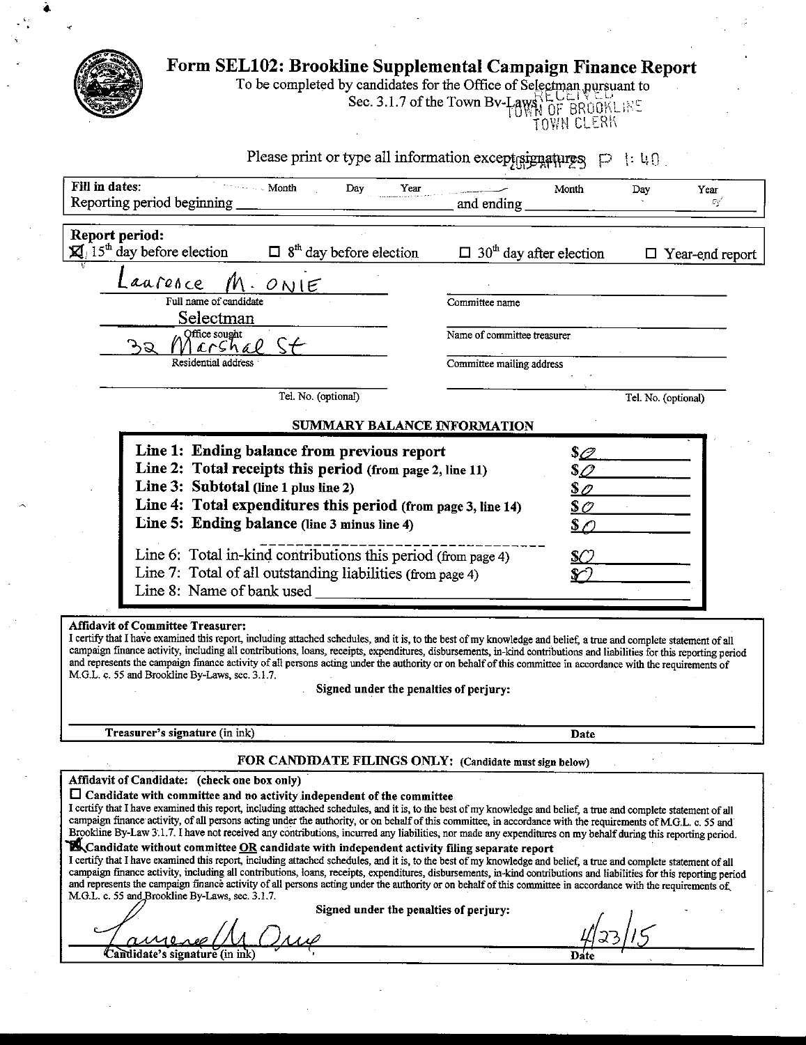# Form SEL102: Brookline Supplemental Campaign Finance Report

To be completed by candidates for the Office of Selectman pursuant to Sec. 3.1.7 of the Town By-Laws

RECEIVED TOWN OF BROOKLINE TOWN CLERK

2015 APR 23 P 1:40

Please print or type all information except signatures

| Fill in dates: | Month | Day | Year | | Month | Day | Year |
|---|---|---|---|---|---|---|---|
| Reporting period beginning | | | | and ending | | | |

**Report period:**

☒ 15th day before election ☐ 8th day before election ☐ 30th day after election ☐ Year-end report

Laurence M. Onie
Full name of candidate

Selectman
Office sought

32 Marshal St
Residential address

Tel. No. (optional)

Committee name

Name of committee treasurer

Committee mailing address

Tel. No. (optional)

## SUMMARY BALANCE INFORMATION

| | |
|---|---|
| **Line 1: Ending balance from previous report** | $0 |
| **Line 2: Total receipts this period** (from page 2, line 11) | $0 |
| **Line 3: Subtotal** (line 1 plus line 2) | $0 |
| **Line 4: Total expenditures this period** (from page 3, line 14) | $0 |
| **Line 5: Ending balance** (line 3 minus line 4) | $0 |
| Line 6: Total in-kind contributions this period (from page 4) | $0 |
| Line 7: Total of all outstanding liabilities (from page 4) | $0 |
| Line 8: Name of bank used | |

**Affidavit of Committee Treasurer:**
I certify that I have examined this report, including attached schedules, and it is, to the best of my knowledge and belief, a true and complete statement of all campaign finance activity, including all contributions, loans, receipts, expenditures, disbursements, in-kind contributions and liabilities for this reporting period and represents the campaign finance activity of all persons acting under the authority or on behalf of this committee in accordance with the requirements of M.G.L. c. 55 and Brookline By-Laws, sec. 3.1.7.

**Signed under the penalties of perjury:**

**Treasurer's signature** (in ink) **Date**

**FOR CANDIDATE FILINGS ONLY:** (Candidate must sign below)

**Affidavit of Candidate: (check one box only)**

☐ **Candidate with committee and no activity independent of the committee**
I certify that I have examined this report, including attached schedules, and it is, to the best of my knowledge and belief, a true and complete statement of all campaign finance activity, of all persons acting under the authority, or on behalf of this committee, in accordance with the requirements of M.G.L. c. 55 and Brookline By-Law 3:1.7. I have not received any contributions, incurred any liabilities, nor made any expenditures on my behalf during this reporting period.

☒ **Candidate without committee OR candidate with independent activity filing separate report**
I certify that I have examined this report, including attached schedules, and it is, to the best of my knowledge and belief, a true and complete statement of all campaign finance activity, including all contributions, loans, receipts, expenditures, disbursements, in-kind contributions and liabilities for this reporting period and represents the campaign finance activity of all persons acting under the authority or on behalf of this committee in accordance with the requirements of M.G.L. c. 55 and Brookline By-Laws, sec. 3.1.7.

**Signed under the penalties of perjury:**

Laurence M Onie 4/23/15

Candidate's signature (in ink) Date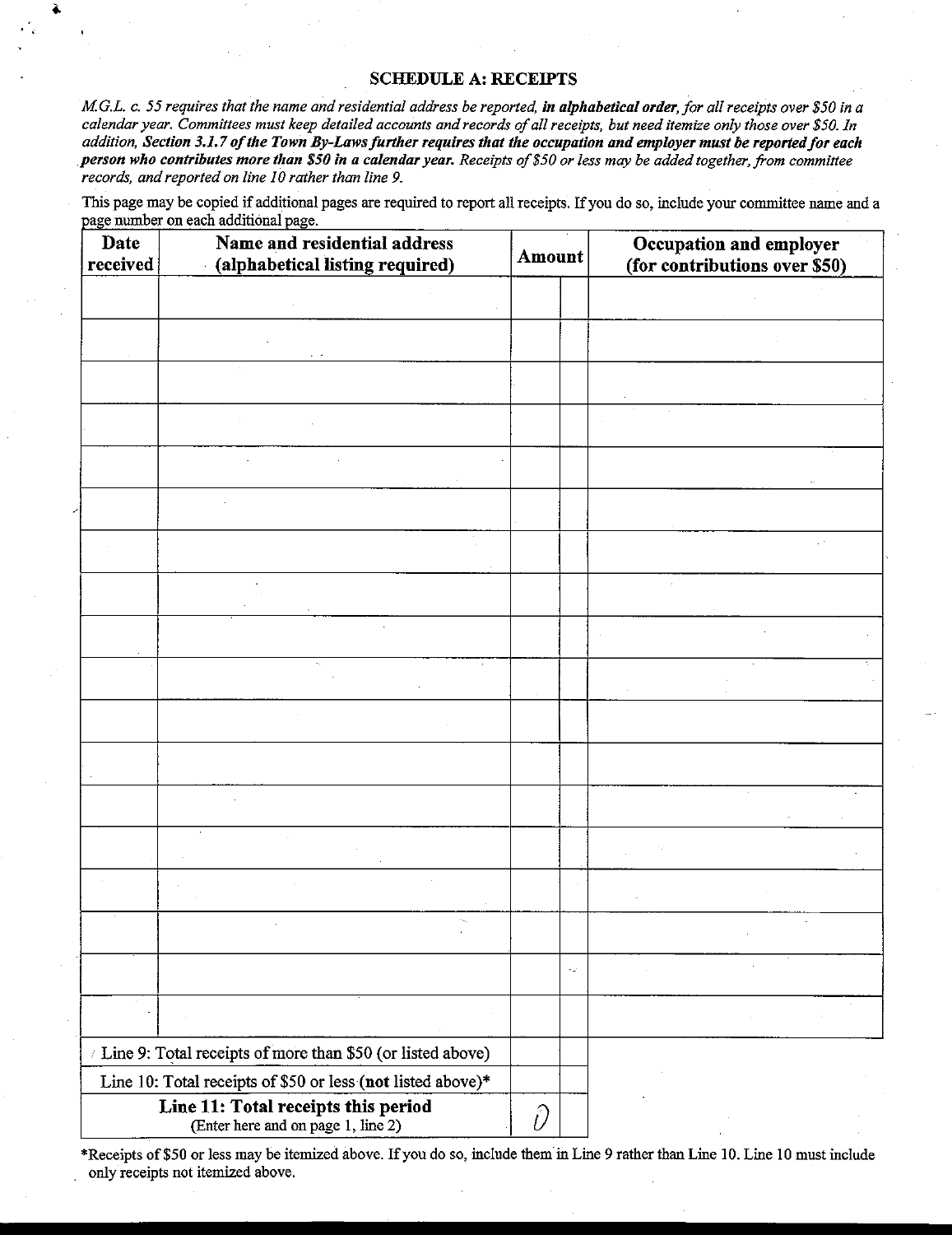## SCHEDULE A: RECEIPTS

*M.G.L. c. 55 requires that the name and residential address be reported, **in alphabetical order**, for all receipts over $50 in a calendar year. Committees must keep detailed accounts and records of all receipts, but need itemize only those over $50. In addition, **Section 3.1.7 of the Town By-Laws further requires that the occupation and employer must be reported for each person who contributes more than $50 in a calendar year.** Receipts of $50 or less may be added together, from committee records, and reported on line 10 rather than line 9.*

This page may be copied if additional pages are required to report all receipts. If you do so, include your committee name and a page number on each additional page.

| Date received | Name and residential address (alphabetical listing required) | Amount | | Occupation and employer (for contributions over $50) |
|---|---|---|---|---|
| | | | | |
| | | | | |
| | | | | |
| | | | | |
| | | | | |
| | | | | |
| | | | | |
| | | | | |
| | | | | |
| | | | | |
| | | | | |
| | | | | |
| | | | | |
| | | | | |
| | | | | |
| | | | | |
| | | | | |
| | | | | |
| Line 9: Total receipts of more than $50 (or listed above) | | | | |
| Line 10: Total receipts of $50 or less (**not** listed above)* | | | | |
| **Line 11: Total receipts this period** (Enter here and on page 1, line 2) | | 0 | | |

*Receipts of $50 or less may be itemized above. If you do so, include them in Line 9 rather than Line 10. Line 10 must include only receipts not itemized above.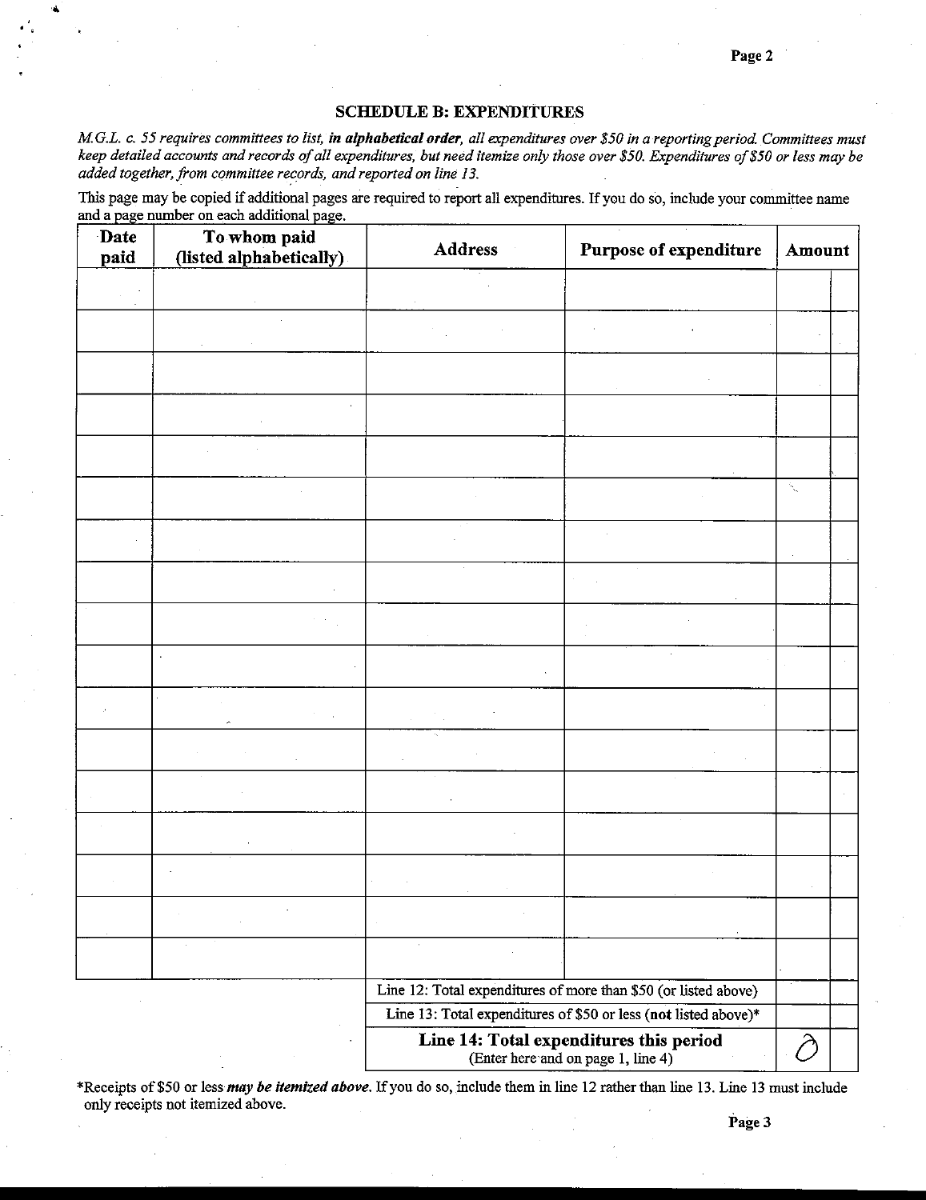## SCHEDULE B: EXPENDITURES

*M.G.L. c. 55 requires committees to list,* ***in alphabetical order****, all expenditures over $50 in a reporting period. Committees must keep detailed accounts and records of all expenditures, but need itemize only those over $50. Expenditures of $50 or less may be added together, from committee records, and reported on line 13.*

This page may be copied if additional pages are required to report all expenditures. If you do so, include your committee name and a page number on each additional page.

| Date paid | To whom paid (listed alphabetically) | Address | Purpose of expenditure | Amount | |
|---|---|---|---|---|---|
| | | | | | |
| | | | | | |
| | | | | | |
| | | | | | |
| | | | | | |
| | | | | | |
| | | | | | |
| | | | | | |
| | | | | | |
| | | | | | |
| | | | | | |
| | | | | | |
| | | | | | |
| | | | | | |
| | | | | | |
| | | | | | |
| | | | | | |
| | | Line 12: Total expenditures of more than $50 (or listed above) | | | |
| | | Line 13: Total expenditures of $50 or less (**not** listed above)* | | | |
| | | **Line 14: Total expenditures this period** (Enter here and on page 1, line 4) | | 0 | |

*Receipts of $50 or less ***may be itemized above***. If you do so, include them in line 12 rather than line 13. Line 13 must include only receipts not itemized above.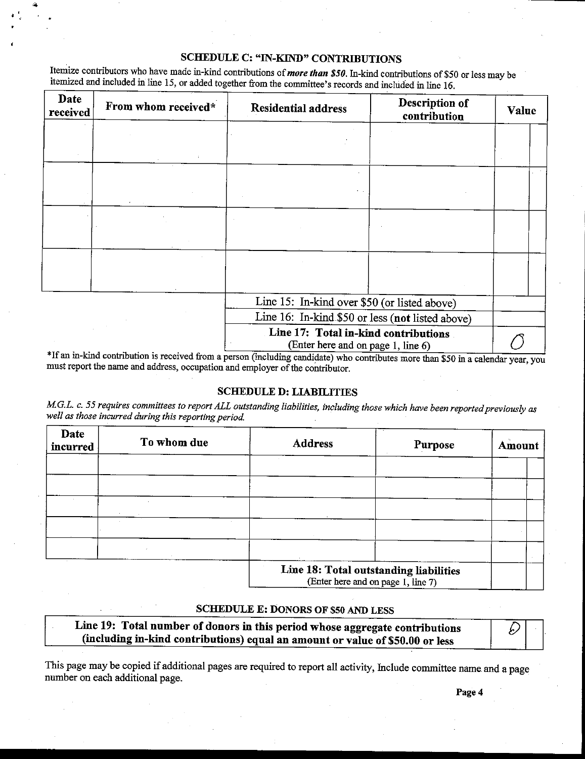## SCHEDULE C: "IN-KIND" CONTRIBUTIONS

Itemize contributors who have made in-kind contributions of ***more than $50***. In-kind contributions of $50 or less may be itemized and included in line 15, or added together from the committee's records and included in line 16.

| Date received | From whom received* | Residential address | Description of contribution | Value |
|---|---|---|---|---|
| | | | | |
| | | | | |
| | | | | |
| | | | | |
| | | | Line 15: In-kind over $50 (or listed above) | |
| | | | Line 16: In-kind $50 or less (**not** listed above) | |
| | | | **Line 17: Total in-kind contributions** (Enter here and on page 1, line 6) | 0 |

*If an in-kind contribution is received from a person (including candidate) who contributes more than $50 in a calendar year, you must report the name and address, occupation and employer of the contributor.

## SCHEDULE D: LIABILITIES

*M.G.L. c. 55 requires committees to report ALL outstanding liabilities, including those which have been reported previously as well as those incurred during this reporting period.*

| Date incurred | To whom due | Address | Purpose | Amount |
|---|---|---|---|---|
| | | | | |
| | | | | |
| | | | | |
| | | | | |
| | | | | |
| | | **Line 18: Total outstanding liabilities** (Enter here and on page 1, line 7) | | |

## SCHEDULE E: DONORS OF $50 AND LESS

| | |
|---|---|
| **Line 19: Total number of donors in this period whose aggregate contributions (including in-kind contributions) equal an amount or value of $50.00 or less** | 0 |

This page may be copied if additional pages are required to report all activity. Include committee name and a page number on each additional page.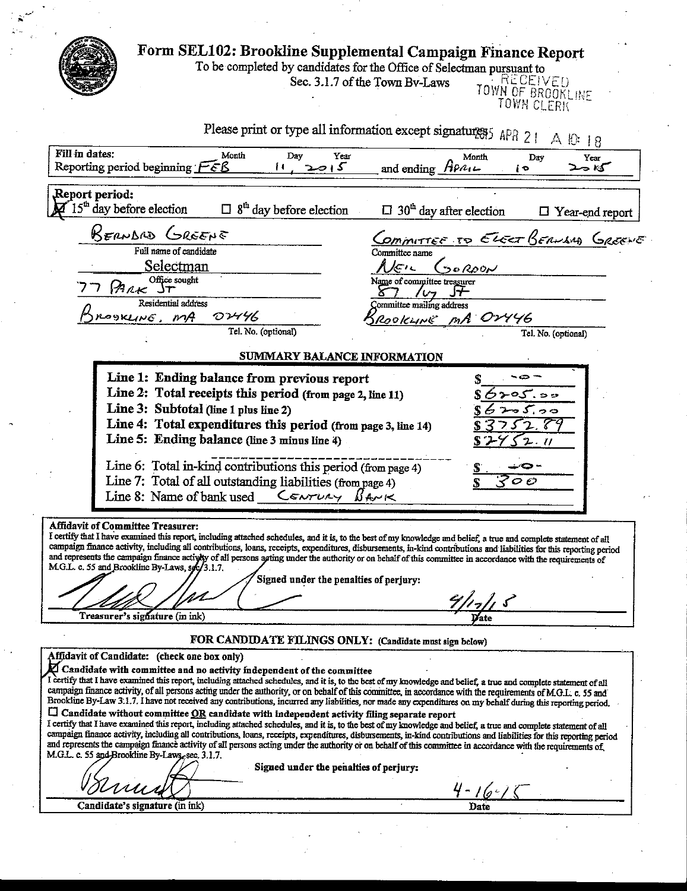# Form SEL102: Brookline Supplemental Campaign Finance Report

To be completed by candidates for the Office of Selectman pursuant to Sec. 3.1.7 of the Town By-Laws

RECEIVED
TOWN OF BROOKLINE
TOWN CLERK

Please print or type all information except signatures

2015 APR 21 A 10:18

**Fill in dates:**
Reporting period beginning Month FEB Day 11, Year 2015 and ending Month April Day 10 Year 2015

**Report period:**
☒ 15th day before election ☐ 8th day before election ☐ 30th day after election ☐ Year-end report

| | |
|---|---|
| BERNARD GREENE | COMMITTEE TO ELECT BERNARD GREENE |
| Full name of candidate | Committee name |
| Selectman | NEIL GORDON |
| Office sought | Name of committee treasurer |
| 77 PARK ST | 87 IVY ST |
| Residential address | Committee mailing address |
| BROOKLINE, MA 02446 | BROOKLINE MA 02446 |
| Tel. No. (optional) | Tel. No. (optional) |

## SUMMARY BALANCE INFORMATION

| | |
|---|---|
| **Line 1: Ending balance from previous report** | $ -0- |
| **Line 2: Total receipts this period** (from page 2, line 11) | $6205.00 |
| **Line 3: Subtotal** (line 1 plus line 2) | $6205.00 |
| **Line 4: Total expenditures this period** (from page 3, line 14) | $3752.89 |
| **Line 5: Ending balance** (line 3 minus line 4) | $2452.11 |
| Line 6: Total in-kind contributions this period (from page 4) | $ -0- |
| Line 7: Total of all outstanding liabilities (from page 4) | $ 300 |
| Line 8: Name of bank used CENTURY BANK | |

**Affidavit of Committee Treasurer:**
I certify that I have examined this report, including attached schedules, and it is, to the best of my knowledge and belief, a true and complete statement of all campaign finance activity, including all contributions, loans, receipts, expenditures, disbursements, in-kind contributions and liabilities for this reporting period and represents the campaign finance activity of all persons acting under the authority or on behalf of this committee in accordance with the requirements of M.G.L. c. 55 and Brookline By-Laws, sec. 3.1.7.

**Signed under the penalties of perjury:**

Treasurer's signature (in ink) — Date: 4/17/15

**FOR CANDIDATE FILINGS ONLY:** (Candidate must sign below)

**Affidavit of Candidate:** (check one box only)

☒ **Candidate with committee and no activity independent of the committee**
I certify that I have examined this report, including attached schedules, and it is, to the best of my knowledge and belief, a true and complete statement of all campaign finance activity, of all persons acting under the authority, or on behalf of this committee, in accordance with the requirements of M.G.L. c. 55 and Brookline By-Law 3.1.7. I have not received any contributions, incurred any liabilities, nor made any expenditures on my behalf during this reporting period.

☐ **Candidate without committee OR candidate with independent activity filing separate report**
I certify that I have examined this report, including attached schedules, and it is, to the best of my knowledge and belief, a true and complete statement of all campaign finance activity, including all contributions, loans, receipts, expenditures, disbursements, in-kind contributions and liabilities for this reporting period and represents the campaign finance activity of all persons acting under the authority or on behalf of this committee in accordance with the requirements of M.G.L. c. 55 and Brookline By-Laws, sec. 3.1.7.

**Signed under the penalties of perjury:**

Candidate's signature (in ink) — Date: 4-16-15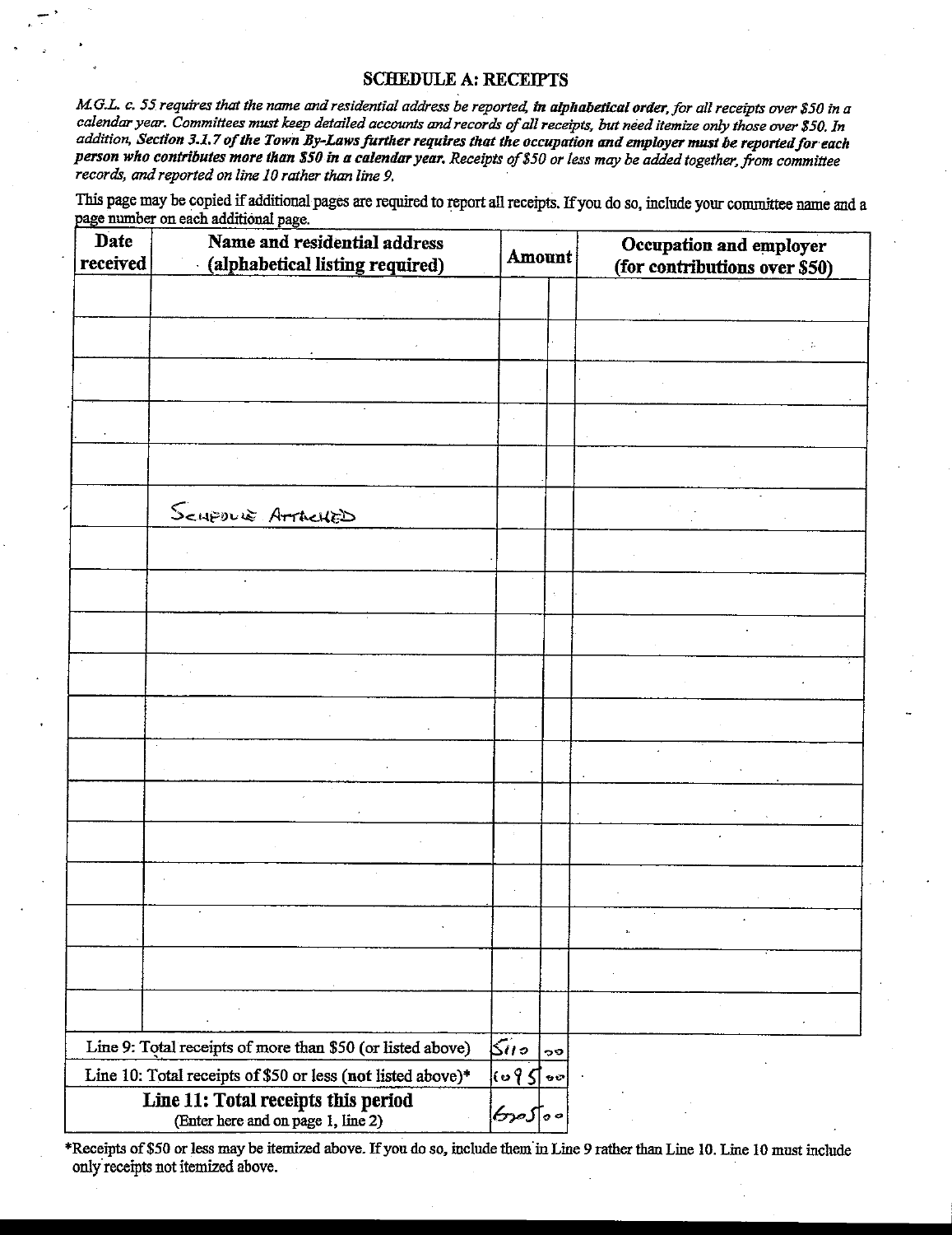## SCHEDULE A: RECEIPTS

*M.G.L. c. 55 requires that the name and residential address be reported, **in alphabetical order**, for all receipts over $50 in a calendar year. Committees must keep detailed accounts and records of all receipts, but need itemize only those over $50. In addition, **Section 3.1.7 of the Town By-Laws further requires that the occupation and employer must be reported for each person who contributes more than $50 in a calendar year.** Receipts of $50 or less may be added together, from committee records, and reported on line 10 rather than line 9.*

This page may be copied if additional pages are required to report all receipts. If you do so, include your committee name and a page number on each additional page.

| Date received | Name and residential address (alphabetical listing required) | Amount | | Occupation and employer (for contributions over $50) |
|---|---|---|---|---|
| | | | | |
| | | | | |
| | | | | |
| | | | | |
| | | | | |
| | SCHEDULE ATTACHED | | | |
| | | | | |
| | | | | |
| | | | | |
| | | | | |
| | | | | |
| | | | | |
| | | | | |
| | | | | |
| | | | | |
| | | | | |
| | | | | |
| | | | | |
| | Line 9: Total receipts of more than $50 (or listed above) | 5110 | 00 | |
| | Line 10: Total receipts of $50 or less (not listed above)* | 1095 | 00 | |
| | **Line 11: Total receipts this period** (Enter here and on page 1, line 2) | 6205 | 00 | |

*Receipts of $50 or less may be itemized above. If you do so, include them in Line 9 rather than Line 10. Line 10 must include only receipts not itemized above.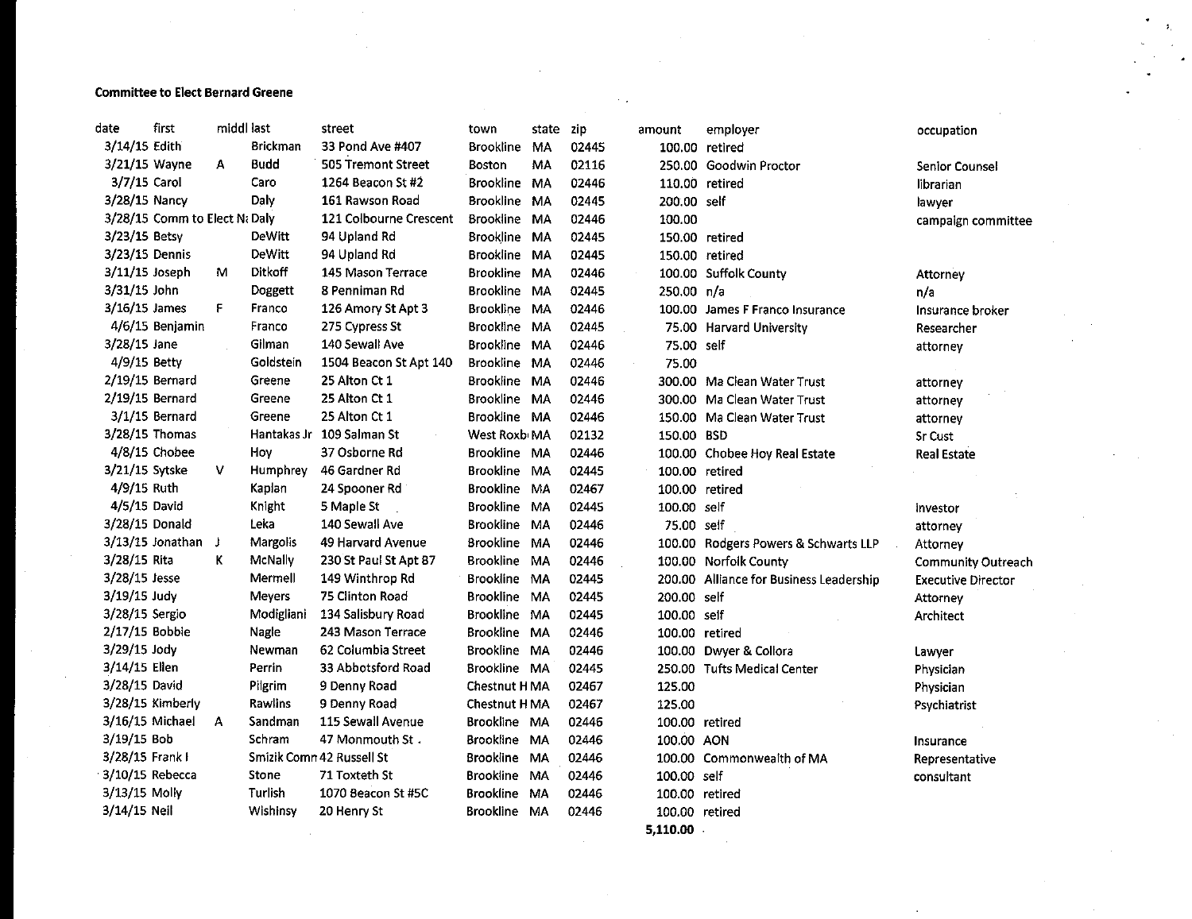**Committee to Elect Bernard Greene**

| date | first | middl | last | street | town | state | zip | amount | employer | occupation |
|---|---|---|---|---|---|---|---|---|---|---|
| 3/14/15 | Edith | | Brickman | 33 Pond Ave #407 | Brookline | MA | 02445 | 100.00 | retired | |
| 3/21/15 | Wayne | A | Budd | 505 Tremont Street | Boston | MA | 02116 | 250.00 | Goodwin Proctor | Senior Counsel |
| 3/7/15 | Carol | | Caro | 1264 Beacon St #2 | Brookline | MA | 02446 | 110.00 | retired | librarian |
| 3/28/15 | Nancy | | Daly | 161 Rawson Road | Brookline | MA | 02445 | 200.00 | self | lawyer |
| 3/28/15 | Comm to Elect N | | Daly | 121 Colbourne Crescent | Brookline | MA | 02446 | 100.00 | | campaign committee |
| 3/23/15 | Betsy | | DeWitt | 94 Upland Rd | Brookline | MA | 02445 | 150.00 | retired | |
| 3/23/15 | Dennis | | DeWitt | 94 Upland Rd | Brookline | MA | 02445 | 150.00 | retired | |
| 3/11/15 | Joseph | M | Ditkoff | 145 Mason Terrace | Brookline | MA | 02446 | 100.00 | Suffolk County | Attorney |
| 3/31/15 | John | | Doggett | 8 Penniman Rd | Brookline | MA | 02445 | 250.00 | n/a | n/a |
| 3/16/15 | James | F | Franco | 126 Amory St Apt 3 | Brookline | MA | 02446 | 100.00 | James F Franco Insurance | Insurance broker |
| 4/6/15 | Benjamin | | Franco | 275 Cypress St | Brookline | MA | 02445 | 75.00 | Harvard University | Researcher |
| 3/28/15 | Jane | | Gilman | 140 Sewall Ave | Brookline | MA | 02446 | 75.00 | self | attorney |
| 4/9/15 | Betty | | Goldstein | 1504 Beacon St Apt 140 | Brookline | MA | 02446 | 75.00 | | |
| 2/19/15 | Bernard | | Greene | 25 Alton Ct 1 | Brookline | MA | 02446 | 300.00 | Ma Clean Water Trust | attorney |
| 2/19/15 | Bernard | | Greene | 25 Alton Ct 1 | Brookline | MA | 02446 | 300.00 | Ma Clean Water Trust | attorney |
| 3/1/15 | Bernard | | Greene | 25 Alton Ct 1 | Brookline | MA | 02446 | 150.00 | Ma Clean Water Trust | attorney |
| 3/28/15 | Thomas | | Hantakas Jr | 109 Salman St | West Roxb | MA | 02132 | 150.00 | BSD | Sr Cust |
| 4/8/15 | Chobee | | Hoy | 37 Osborne Rd | Brookline | MA | 02446 | 100.00 | Chobee Hoy Real Estate | Real Estate |
| 3/21/15 | Sytske | V | Humphrey | 46 Gardner Rd | Brookline | MA | 02445 | 100.00 | retired | |
| 4/9/15 | Ruth | | Kaplan | 24 Spooner Rd | Brookline | MA | 02467 | 100.00 | retired | |
| 4/5/15 | David | | Knight | 5 Maple St | Brookline | MA | 02445 | 100.00 | self | investor |
| 3/28/15 | Donald | | Leka | 140 Sewall Ave | Brookline | MA | 02446 | 75.00 | self | attorney |
| 3/13/15 | Jonathan | J | Margolis | 49 Harvard Avenue | Brookline | MA | 02446 | 100.00 | Rodgers Powers & Schwarts LLP | Attorney |
| 3/28/15 | Rita | K | McNally | 230 St Paul St Apt 87 | Brookline | MA | 02446 | 100.00 | Norfolk County | Community Outreach |
| 3/28/15 | Jesse | | Mermell | 149 Winthrop Rd | Brookline | MA | 02445 | 200.00 | Alliance for Business Leadership | Executive Director |
| 3/19/15 | Judy | | Meyers | 75 Clinton Road | Brookline | MA | 02445 | 200.00 | self | Attorney |
| 3/28/15 | Sergio | | Modigliani | 134 Salisbury Road | Brookline | MA | 02445 | 100.00 | self | Architect |
| 2/17/15 | Bobbie | | Nagle | 243 Mason Terrace | Brookline | MA | 02446 | 100.00 | retired | |
| 3/29/15 | Jody | | Newman | 62 Columbia Street | Brookline | MA | 02446 | 100.00 | Dwyer & Collora | Lawyer |
| 3/14/15 | Ellen | | Perrin | 33 Abbotsford Road | Brookline | MA | 02445 | 250.00 | Tufts Medical Center | Physician |
| 3/28/15 | David | | Pilgrim | 9 Denny Road | Chestnut H | MA | 02467 | 125.00 | | Physician |
| 3/28/15 | Kimberly | | Rawlins | 9 Denny Road | Chestnut H | MA | 02467 | 125.00 | | Psychiatrist |
| 3/16/15 | Michael | A | Sandman | 115 Sewall Avenue | Brookline | MA | 02446 | 100.00 | retired | |
| 3/19/15 | Bob | | Schram | 47 Monmouth St . | Brookline | MA | 02446 | 100.00 | AON | Insurance |
| 3/28/15 | Frank I | | Smizik Comm | 42 Russell St | Brookline | MA | 02446 | 100.00 | Commonwealth of MA | Representative |
| 3/10/15 | Rebecca | | Stone | 71 Toxteth St | Brookline | MA | 02446 | 100.00 | self | consultant |
| 3/13/15 | Molly | | Turlish | 1070 Beacon St #5C | Brookline | MA | 02446 | 100.00 | retired | |
| 3/14/15 | Neil | | Wishinsy | 20 Henry St | Brookline | MA | 02446 | 100.00 | retired | |
| | | | | | | | | **5,110.00** | | |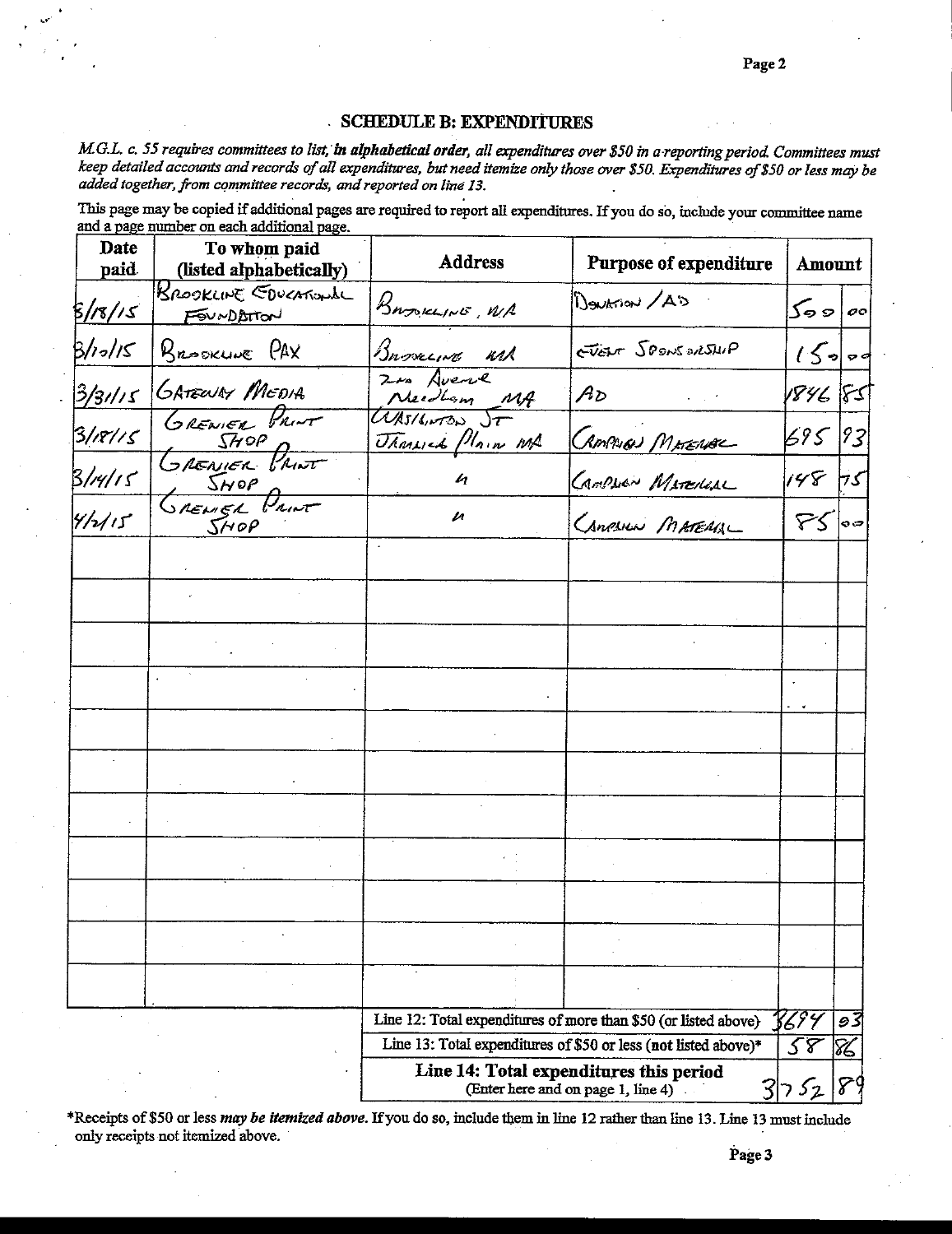## SCHEDULE B: EXPENDITURES

*M.G.L. c. 55 requires committees to list,* ***in alphabetical order****, all expenditures over $50 in a reporting period. Committees must keep detailed accounts and records of all expenditures, but need itemize only those over $50. Expenditures of $50 or less may be added together, from committee records, and reported on line 13.*

This page may be copied if additional pages are required to report all expenditures. If you do so, include your committee name and a page number on each additional page.

| Date paid | To whom paid (listed alphabetically) | Address | Purpose of expenditure | Amount | |
|---|---|---|---|---|---|
| 3/18/15 | Brookline Educational Foundation | Brookline, MA | Donation / Ad | 500 | 00 |
| 3/10/15 | Brookline PAX | Brookline MA | Event Sponsorship | 150 | 00 |
| 3/31/15 | Gateway Media | 2nd Avenue Needham MA | Ad | 1846 | 85 |
| 3/18/15 | Grenier Print Shop | Washington St Jamaica Plain MA | Campaign Material | 695 | 93 |
| 3/14/15 | Grenier Print Shop | " | Campaign Material | 148 | 75 |
| 4/2/15 | Grenier Print Shop | " | Campaign Material | 85 | 00 |
| | | | | | |
| | | | | | |
| | | | | | |
| | | | | | |
| | | | | | |
| | | | | | |
| | | | | | |
| | | | | | |
| | | | | | |
| | | | | | |
| | | | | | |

| | |
|---|---|
| Line 12: Total expenditures of more than $50 (or listed above) | 3694.93 |
| Line 13: Total expenditures of $50 or less (not listed above)* | 58.86 |
| **Line 14: Total expenditures this period** (Enter here and on page 1, line 4) | 3752.89 |

*Receipts of $50 or less *may be itemized above.* If you do so, include them in line 12 rather than line 13. Line 13 must include only receipts not itemized above.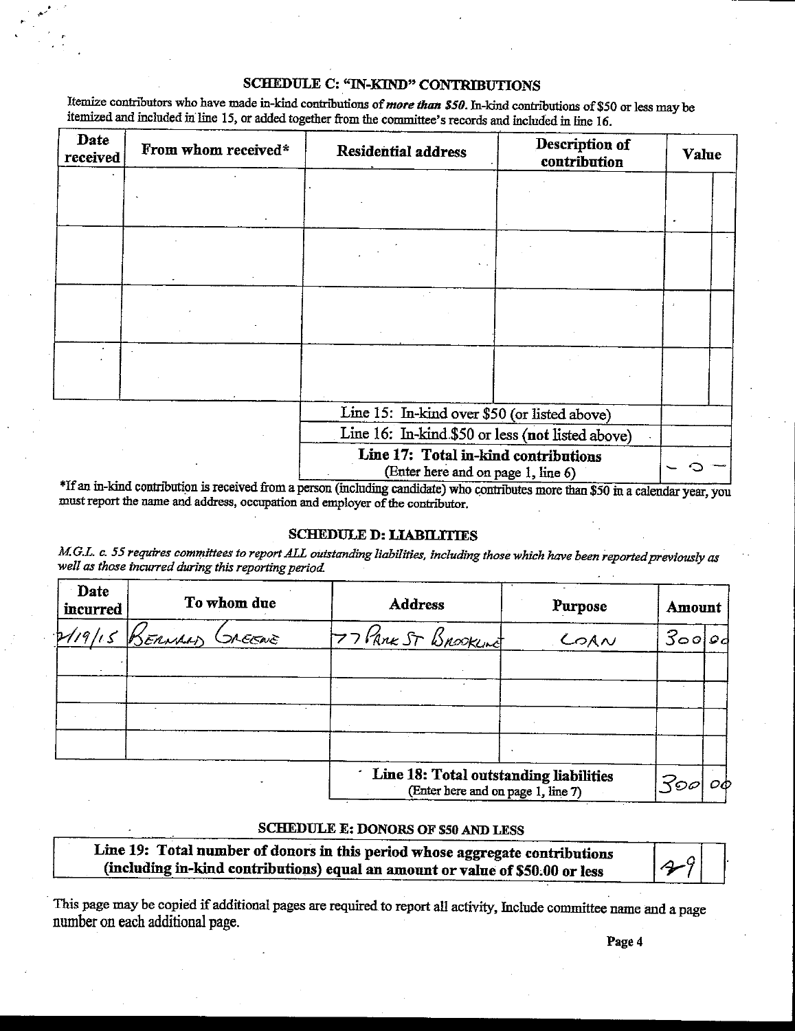## SCHEDULE C: "IN-KIND" CONTRIBUTIONS

Itemize contributors who have made in-kind contributions of ***more than $50***. In-kind contributions of $50 or less may be itemized and included in line 15, or added together from the committee's records and included in line 16.

| Date received | From whom received* | Residential address | Description of contribution | Value |
|---|---|---|---|---|
| | | | | |
| | | | | |
| | | | | |
| | | | | |
| | | | Line 15: In-kind over $50 (or listed above) | |
| | | | Line 16: In-kind $50 or less (**not** listed above) | |
| | | | **Line 17: Total in-kind contributions** (Enter here and on page 1, line 6) | -0- |

*If an in-kind contribution is received from a person (including candidate) who contributes more than $50 in a calendar year, you must report the name and address, occupation and employer of the contributor.

## SCHEDULE D: LIABILITIES

*M.G.L. c. 55 requires committees to report ALL outstanding liabilities, including those which have been reported previously as well as those incurred during this reporting period.*

| Date incurred | To whom due | Address | Purpose | Amount |
|---|---|---|---|---|
| 2/19/15 | BERNARD GREENE | 77 PARK ST BROOKLINE | LOAN | 300.00 |
| | | | | |
| | | | | |
| | | | | |
| | | | | |
| | | **Line 18: Total outstanding liabilities** (Enter here and on page 1, line 7) | | 300.00 |

## SCHEDULE E: DONORS OF $50 AND LESS

| **Line 19: Total number of donors in this period whose aggregate contributions (including in-kind contributions) equal an amount or value of $50.00 or less** | 49 |
|---|---|

This page may be copied if additional pages are required to report all activity, Include committee name and a page number on each additional page.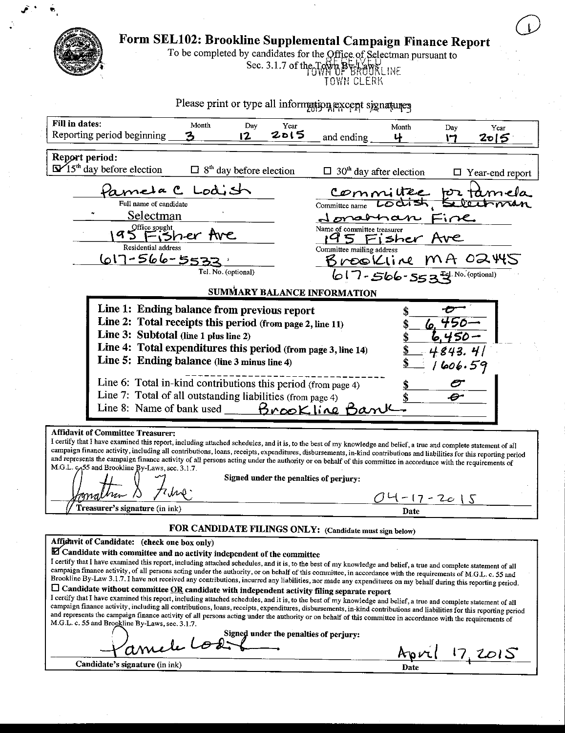# Form SEL102: Brookline Supplemental Campaign Finance Report

To be completed by candidates for the Office of Selectman pursuant to Sec. 3.1.7 of the Town By-Laws

RECEIVED TOWN OF BROOKLINE TOWN CLERK

2015 APR 17

Please print or type all information except signatures

**Fill in dates:**
Reporting period beginning Month 3 Day 12 Year 2015 and ending Month 4 Day 17 Year 2015

**Report period:**
- ☑ 15th day before election
- ☐ 8th day before election
- ☐ 30th day after election
- ☐ Year-end report

| | |
|---|---|
| Pamela C Lodish | Committee for Pamela Lodish, Selectman |
| Full name of candidate | Committee name |
| Selectman | Jonathan Fine |
| Office sought | Name of committee treasurer |
| 195 Fisher Ave | 195 Fisher Ave |
| Residential address | Committee mailing address |
| 617-566-5533 | Brookline MA 02445 |
| Tel. No. (optional) | 617-566-5533 Tel. No. (optional) |

## SUMMARY BALANCE INFORMATION

| | |
|---|---|
| **Line 1: Ending balance from previous report** | $ -0- |
| **Line 2: Total receipts this period** (from page 2, line 11) | $ 6,450— |
| **Line 3: Subtotal** (line 1 plus line 2) | $ 6,450— |
| **Line 4: Total expenditures this period** (from page 3, line 14) | $ 4843.41 |
| **Line 5: Ending balance** (line 3 minus line 4) | $ 1606.59 |
| Line 6: Total in-kind contributions this period (from page 4) | $ -0- |
| Line 7: Total of all outstanding liabilities (from page 4) | $ -0- |
| Line 8: Name of bank used | Brookline Bank |

**Affidavit of Committee Treasurer:**
I certify that I have examined this report, including attached schedules, and it is, to the best of my knowledge and belief, a true and complete statement of all campaign finance activity, including all contributions, loans, receipts, expenditures, disbursements, in-kind contributions and liabilities for this reporting period and represents the campaign finance activity of all persons acting under the authority or on behalf of this committee in accordance with the requirements of M.G.L. c.55 and Brookline By-Laws, sec. 3.1.7.

Signed under the penalties of perjury:

Jonathan S Fine — Treasurer's signature (in ink)

04-17-2015 — Date

### FOR CANDIDATE FILINGS ONLY: (Candidate must sign below)

**Affidavit of Candidate:** (check one box only)

☑ **Candidate with committee and no activity independent of the committee**
I certify that I have examined this report, including attached schedules, and it is, to the best of my knowledge and belief, a true and complete statement of all campaign finance activity, of all persons acting under the authority, or on behalf of this committee, in accordance with the requirements of M.G.L. c. 55 and Brookline By-Law 3.1.7. I have not received any contributions, incurred any liabilities, nor made any expenditures on my behalf during this reporting period.

☐ **Candidate without committee OR candidate with independent activity filing separate report**
I certify that I have examined this report, including attached schedules, and it is, to the best of my knowledge and belief, a true and complete statement of all campaign finance activity, including all contributions, loans, receipts, expenditures, disbursements, in-kind contributions and liabilities for this reporting period and represents the campaign finance activity of all persons acting under the authority or on behalf of this committee in accordance with the requirements of M.G.L. c. 55 and Brookline By-Laws, sec. 3.1.7.

Signed under the penalties of perjury:

Pamela Lodish — Candidate's signature (in ink)

April 17, 2015 — Date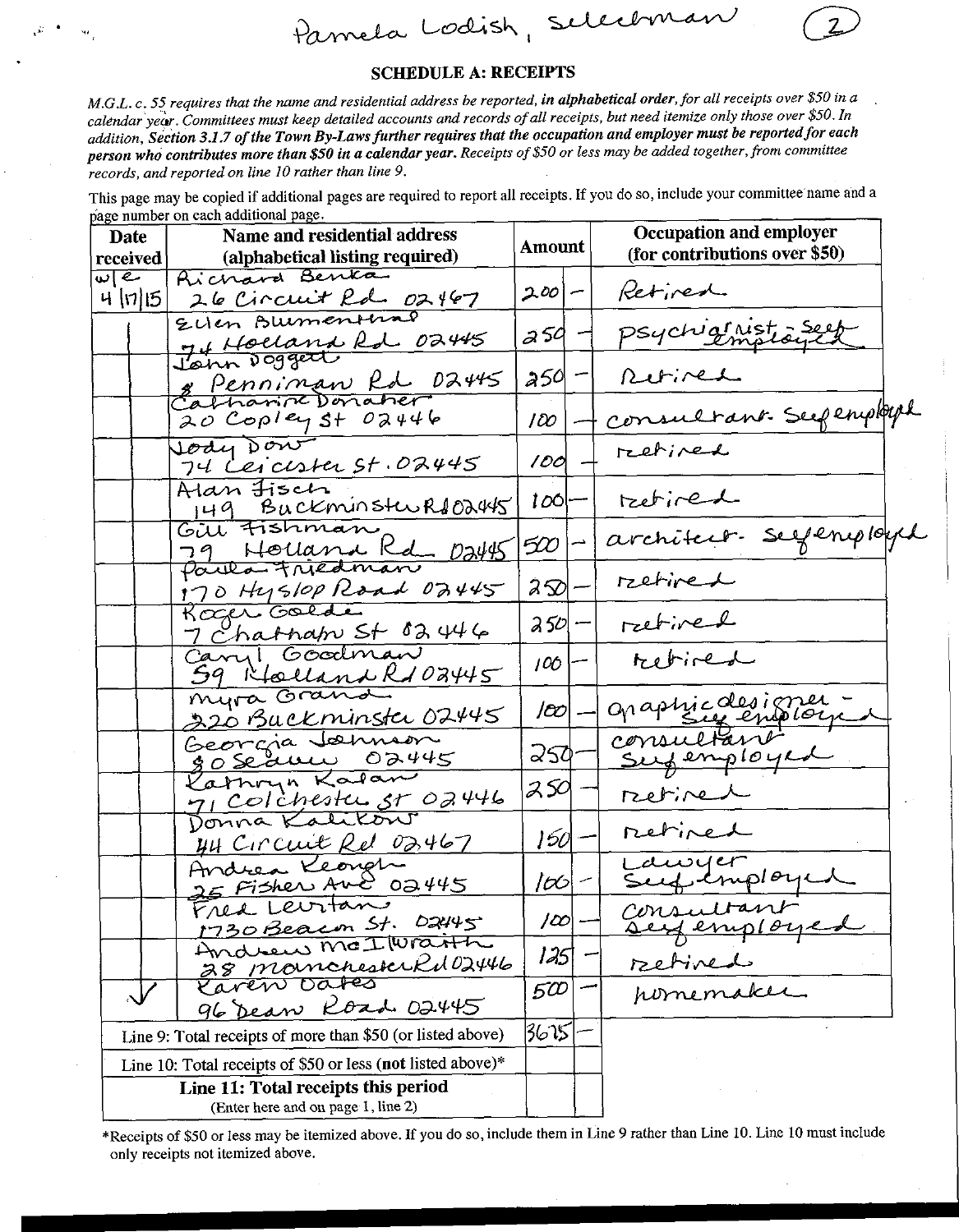Pamela Lodish, Selectman (2)

## SCHEDULE A: RECEIPTS

*M.G.L. c. 55 requires that the name and residential address be reported, **in alphabetical order**, for all receipts over $50 in a calendar year. Committees must keep detailed accounts and records of all receipts, but need itemize only those over $50. In addition, Section 3.1.7 of the Town By-Laws further requires that the occupation and employer must be reported for each person who contributes more than $50 in a calendar year. Receipts of $50 or less may be added together, from committee records, and reported on line 10 rather than line 9.*

This page may be copied if additional pages are required to report all receipts. If you do so, include your committee name and a page number on each additional page.

| Date received | Name and residential address (alphabetical listing required) | Amount | Occupation and employer (for contributions over $50) |
|---|---|---|---|
| w/e 4/17/15 | Richard Benka<br>26 Circuit Rd 02467 | 200 — | Retired |
| | Ellen Blumenthal<br>74 Holland Rd 02445 | 250 — | psychiatrist - Self employed |
| | John Doggett<br>8 Penniman Rd 02445 | 250 — | Retired |
| | Catharine Donaher<br>20 Copley St 02446 | 100 — | consultant - Self employed |
| | Jody Dow<br>74 Leicester St. 02445 | 100 — | retired |
| | Alan Fisch<br>149 Buckminster Rd 02445 | 100 — | retired |
| | Gill Fishman<br>79 Holland Rd 02445 | 500 — | architect - Self employed |
| | Paula Friedman<br>170 Hyslop Road 02445 | 250 — | retired |
| | Roger Golde<br>7 Chatham St 02446 | 250 — | retired |
| | Caryl Goodman<br>59 Holland Rd 02445 | 100 — | retired |
| | Myra Grand<br>220 Buckminster 02445 | 100 — | graphic designer - Self employed |
| | Georgia Johnson<br>80 Seaver 02445 | 250 — | consultant Self employed |
| | Kathryn Kalan<br>71 Colchester St 02446 | 250 — | retired |
| | Donna Kalikow<br>44 Circuit Rd 02467 | 150 — | retired |
| | Andrea Keough<br>25 Fisher Ave 02445 | 100 — | Lawyer Self employed |
| | Fred Levitan<br>1730 Beacon St. 02445 | 100 — | Consultant Self employed |
| | Andrew McIlwraith<br>28 Manchester Rd 02446 | 125 — | retired |
| ✓ | Karen Oates<br>96 Dean Road 02445 | 500 — | homemaker |
| | Line 9: Total receipts of more than $50 (or listed above) | 3675 — | |
| | Line 10: Total receipts of $50 or less (**not** listed above)* | | |
| | **Line 11: Total receipts this period** (Enter here and on page 1, line 2) | | |

*Receipts of $50 or less may be itemized above. If you do so, include them in Line 9 rather than Line 10. Line 10 must include only receipts not itemized above.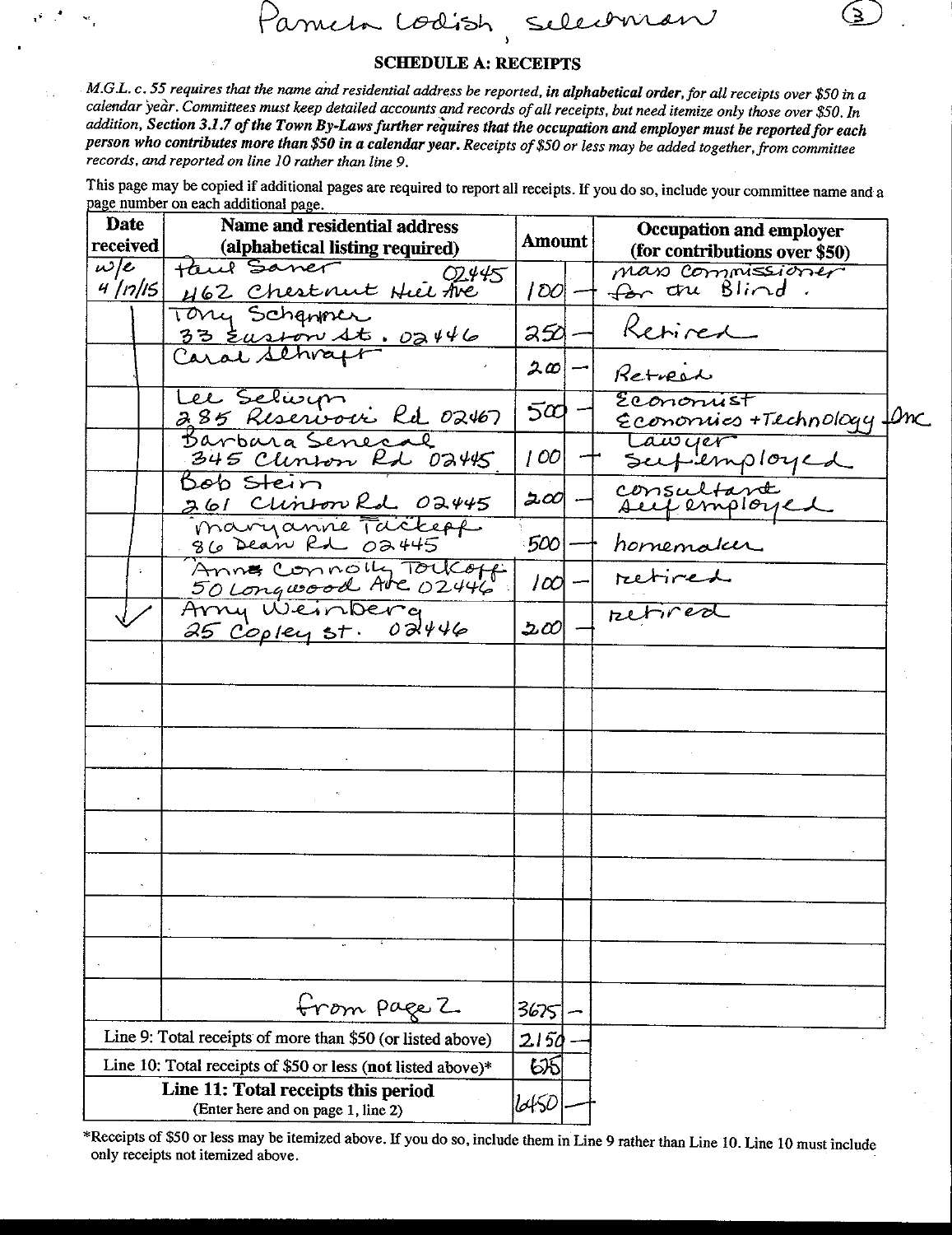Pamela Lodish, selectman (3)

## SCHEDULE A: RECEIPTS

*M.G.L. c. 55 requires that the name and residential address be reported,* ***in alphabetical order,*** *for all receipts over $50 in a calendar year. Committees must keep detailed accounts and records of all receipts, but need itemize only those over $50. In addition,* ***Section 3.1.7 of the Town By-Laws further requires that the occupation and employer must be reported for each person who contributes more than $50 in a calendar year.*** *Receipts of $50 or less may be added together, from committee records, and reported on line 10 rather than line 9.*

This page may be copied if additional pages are required to report all receipts. If you do so, include your committee name and a page number on each additional page.

| Date received | Name and residential address (alphabetical listing required) | Amount | | Occupation and employer (for contributions over $50) |
|---|---|---|---|---|
| w/e 4/17/15 | Paul Saner 02445<br>462 Chestnut Hill Ave | 100 | — | Mass Commissioner for the Blind. |
| | Tony Schapner<br>33 Euston St. 02446 | 250 | — | Retired |
| | Carol Schraft | 200 | — | Retired |
| | Lee Selwyn<br>285 Reservoir Rd 02467 | 500 | — | Economist<br>Economics + Technology Inc |
| | Barbara Senecal<br>345 Clinton Rd 02445 | 100 | — | Lawyer<br>Self employed |
| | Bob Stein<br>261 Clinton Rd 02445 | 200 | — | consultant<br>Self employed |
| | Maryanne Tackeff<br>86 Dean Rd 02445 | 500 | — | homemaker |
| | Anne Connolly Tolkoff<br>50 Longwood Ave 02446 | 100 | — | retired |
| ✓ | Amy Weinberg<br>25 Copley St. 02446 | 200 | — | retired |
| | | | | |
| | | | | |
| | | | | |
| | | | | |
| | | | | |
| | | | | |
| | | | | |
| | | | | |
| | | | | |
| | from page 2 | 3675 | — | |
| Line 9: Total receipts of more than $50 (or listed above) | | 2150 | — | |
| Line 10: Total receipts of $50 or less (not listed above)* | | 625 | | |
| **Line 11: Total receipts this period** (Enter here and on page 1, line 2) | | 6450 | — | |

*Receipts of $50 or less may be itemized above. If you do so, include them in Line 9 rather than Line 10. Line 10 must include only receipts not itemized above.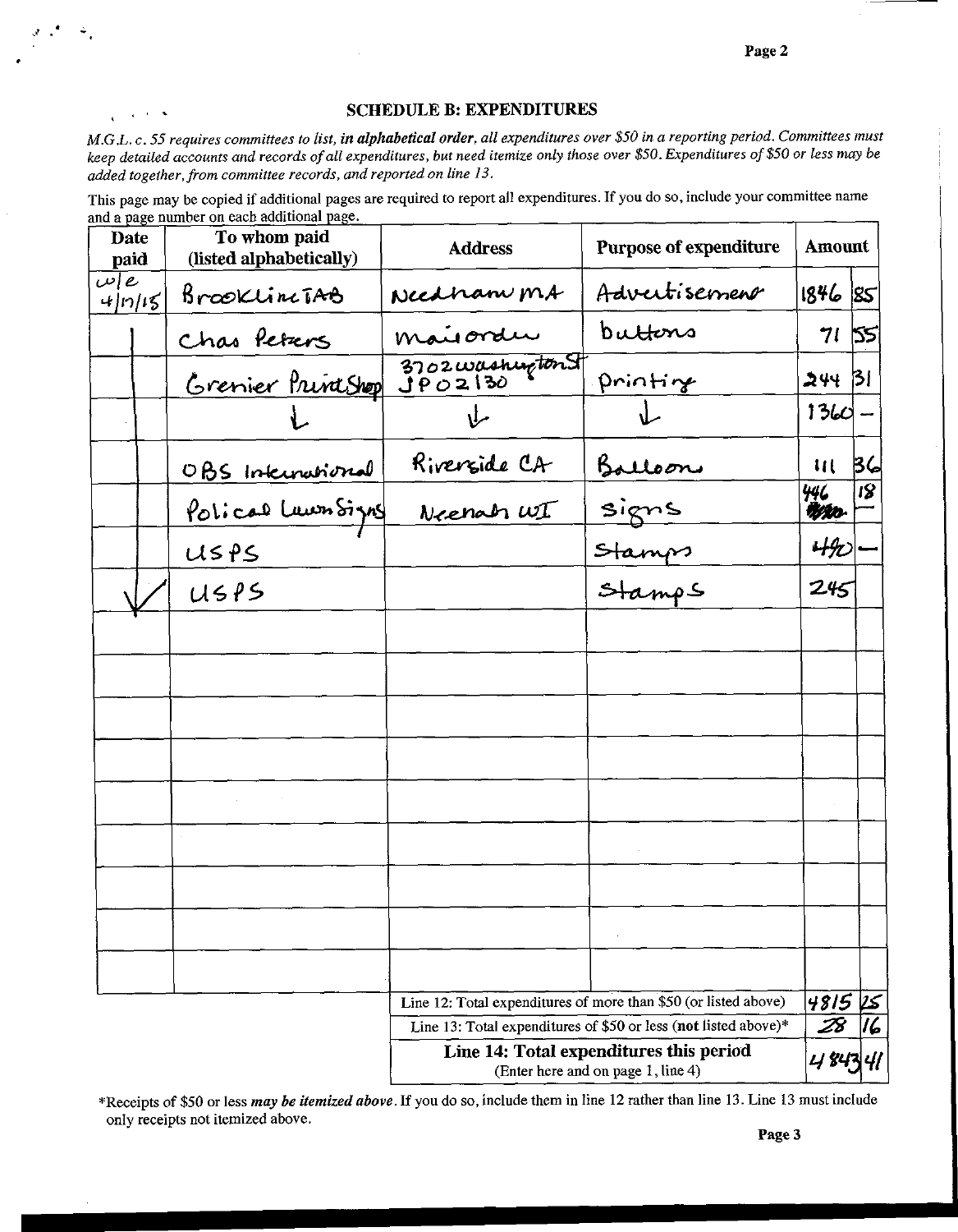## SCHEDULE B: EXPENDITURES

*M.G.L. c. 55 requires committees to list, **in alphabetical order**, all expenditures over $50 in a reporting period. Committees must keep detailed accounts and records of all expenditures, but need itemize only those over $50. Expenditures of $50 or less may be added together, from committee records, and reported on line 13.*

This page may be copied if additional pages are required to report all expenditures. If you do so, include your committee name and a page number on each additional page.

| Date paid | To whom paid (listed alphabetically) | Address | Purpose of expenditure | Amount | |
|---|---|---|---|---|---|
| w/e 4/17/15 | BrooklineTAB | Needham MA | Advertisement | 1846 | 85 |
| ↓ | Chas Peters | mail order | buttons | 71 | 55 |
| ↓ | Grenier Print Shop | 3702 washington St JP 02130 | printing | 244 | 31 |
| ↓ | ↓ | ↓ | ↓ | 1360 | — |
| ↓ | OBS International | Riverside CA | Balloons | 111 | 36 |
| ↓ | Political Lawn Signs | Neenah WI | signs | 446 | 18 |
| ↓ | USPS | | Stamps | 490 | — |
| ✓ | USPS | | Stamps | 245 | |
| | | | | | |
| | | | | | |
| | | | | | |
| | | | | | |
| | | | | | |
| | | | | | |
| | | | | | |
| | | | | | |
| | | | | | |
| | | Line 12: Total expenditures of more than $50 (or listed above) | | 4815 | 25 |
| | | Line 13: Total expenditures of $50 or less (**not** listed above)* | | 28 | 16 |
| | | **Line 14: Total expenditures this period** (Enter here and on page 1, line 4) | | 4843 | 41 |

*Receipts of $50 or less ***may be itemized above***. If you do so, include them in line 12 rather than line 13. Line 13 must include only receipts not itemized above.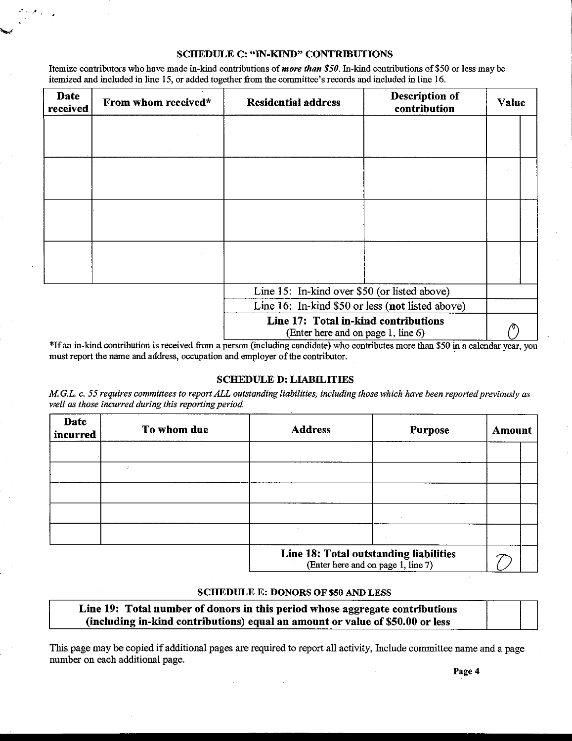## SCHEDULE C: "IN-KIND" CONTRIBUTIONS

Itemize contributors who have made in-kind contributions of ***more than $50***. In-kind contributions of $50 or less may be itemized and included in line 15, or added together from the committee's records and included in line 16.

| Date received | From whom received* | Residential address | Description of contribution | Value | |
|---|---|---|---|---|---|
| | | | | | |
| | | | | | |
| | | | | | |
| | | | | | |
| | | Line 15: In-kind over $50 (or listed above) | | | |
| | | Line 16: In-kind $50 or less (**not** listed above) | | | |
| | | **Line 17: Total in-kind contributions** (Enter here and on page 1, line 6) | | 0 | |

*If an in-kind contribution is received from a person (including candidate) who contributes more than $50 in a calendar year, you must report the name and address, occupation and employer of the contributor.

## SCHEDULE D: LIABILITIES

*M.G.L. c. 55 requires committees to report ALL outstanding liabilities, including those which have been reported previously as well as those incurred during this reporting period.*

| Date incurred | To whom due | Address | Purpose | Amount | |
|---|---|---|---|---|---|
| | | | | | |
| | | | | | |
| | | | | | |
| | | | | | |
| | | | | | |
| | | **Line 18: Total outstanding liabilities** (Enter here and on page 1, line 7) | | 0 | |

## SCHEDULE E: DONORS OF $50 AND LESS

| | | |
|---|---|---|
| **Line 19: Total number of donors in this period whose aggregate contributions (including in-kind contributions) equal an amount or value of $50.00 or less** | | |

This page may be copied if additional pages are required to report all activity, Include committee name and a page number on each additional page.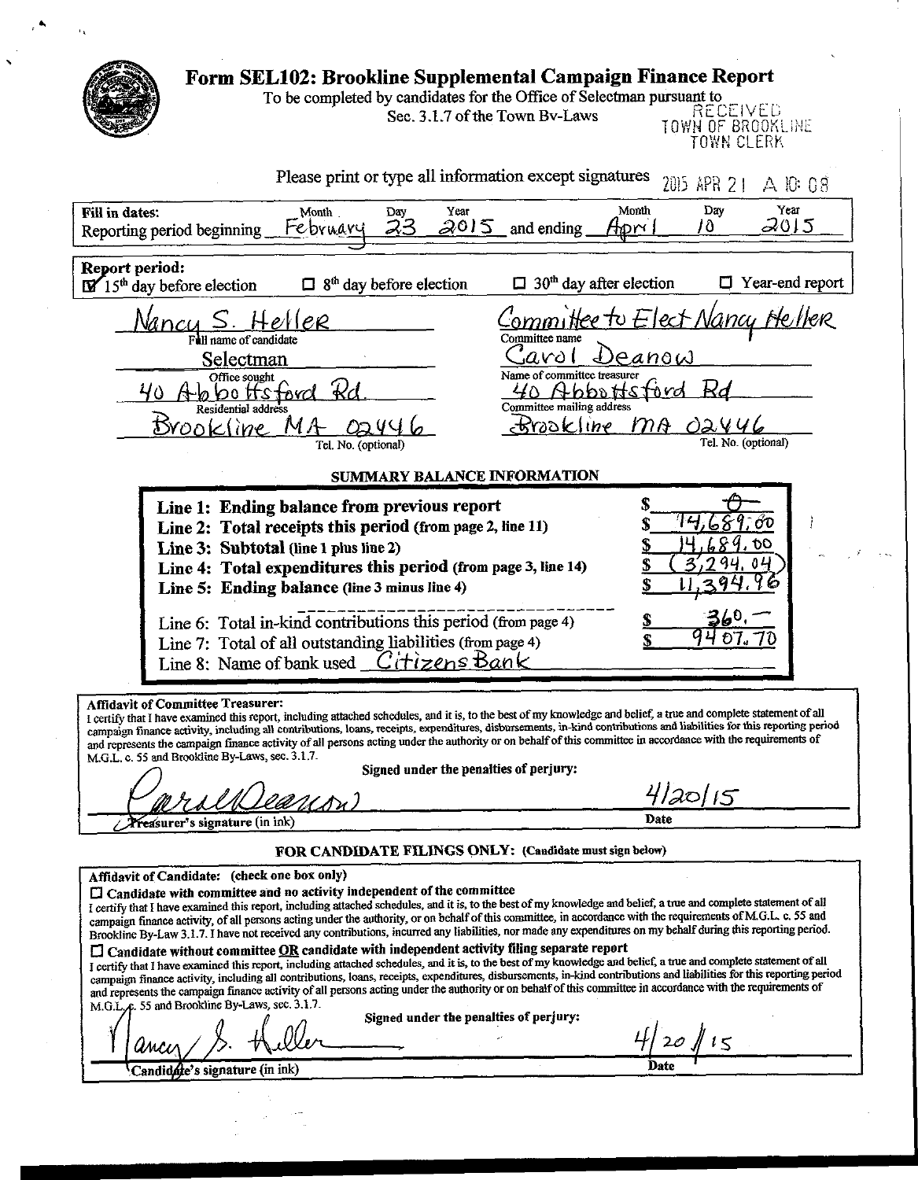# Form SEL102: Brookline Supplemental Campaign Finance Report

To be completed by candidates for the Office of Selectman pursuant to Sec. 3.1.7 of the Town By-Laws

RECEIVED
TOWN OF BROOKLINE
TOWN CLERK

2015 APR 21 A 10:08

Please print or type all information except signatures

**Fill in dates:**
Reporting period beginning Month: February Day: 23 Year: 2015 and ending Month: April Day: 10 Year: 2015

**Report period:**
☑ 15th day before election ☐ 8th day before election ☐ 30th day after election ☐ Year-end report

| | |
|---|---|
| Nancy S. Heller | Committee to Elect Nancy Heller |
| Full name of candidate | Committee name |
| Selectman | Carol Deanow |
| Office sought | Name of committee treasurer |
| 40 Abbottsford Rd. | 40 Abbottsford Rd |
| Residential address | Committee mailing address |
| Brookline MA 02446 | Brookline MA 02446 |
| Tel. No. (optional) | Tel. No. (optional) |

## SUMMARY BALANCE INFORMATION

| | |
|---|---|
| **Line 1: Ending balance from previous report** | $ -0- |
| **Line 2: Total receipts this period** (from page 2, line 11) | $ 14,689.00 |
| **Line 3: Subtotal** (line 1 plus line 2) | $ 14,689.00 |
| **Line 4: Total expenditures this period** (from page 3, line 14) | $ (3,294.04) |
| **Line 5: Ending balance** (line 3 minus line 4) | $ 11,394.96 |
| Line 6: Total in-kind contributions this period (from page 4) | $ 360.— |
| Line 7: Total of all outstanding liabilities (from page 4) | $ 9407.70 |
| Line 8: Name of bank used | Citizens Bank |

**Affidavit of Committee Treasurer:**
I certify that I have examined this report, including attached schedules, and it is, to the best of my knowledge and belief, a true and complete statement of all campaign finance activity, including all contributions, loans, receipts, expenditures, disbursements, in-kind contributions and liabilities for this reporting period and represents the campaign finance activity of all persons acting under the authority or on behalf of this committee in accordance with the requirements of M.G.L. c. 55 and Brookline By-Laws, sec. 3.1.7.

**Signed under the penalties of perjury:**

Carol Deanow — Treasurer's signature (in ink)
Date: 4/20/15

**FOR CANDIDATE FILINGS ONLY:** (Candidate must sign below)

**Affidavit of Candidate:** (check one box only)

☐ **Candidate with committee and no activity independent of the committee**
I certify that I have examined this report, including attached schedules, and it is, to the best of my knowledge and belief, a true and complete statement of all campaign finance activity, of all persons acting under the authority, or on behalf of this committee, in accordance with the requirements of M.G.L. c. 55 and Brookline By-Law 3.1.7. I have not received any contributions, incurred any liabilities, nor made any expenditures on my behalf during this reporting period.

☐ **Candidate without committee OR candidate with independent activity filing separate report**
I certify that I have examined this report, including attached schedules, and it is, to the best of my knowledge and belief, a true and complete statement of all campaign finance activity, including all contributions, loans, receipts, expenditures, disbursements, in-kind contributions and liabilities for this reporting period and represents the campaign finance activity of all persons acting under the authority or on behalf of this committee in accordance with the requirements of M.G.L. c. 55 and Brookline By-Laws, sec. 3.1.7.

**Signed under the penalties of perjury:**

Nancy S. Heller — Candidate's signature (in ink)
Date: 4/20/15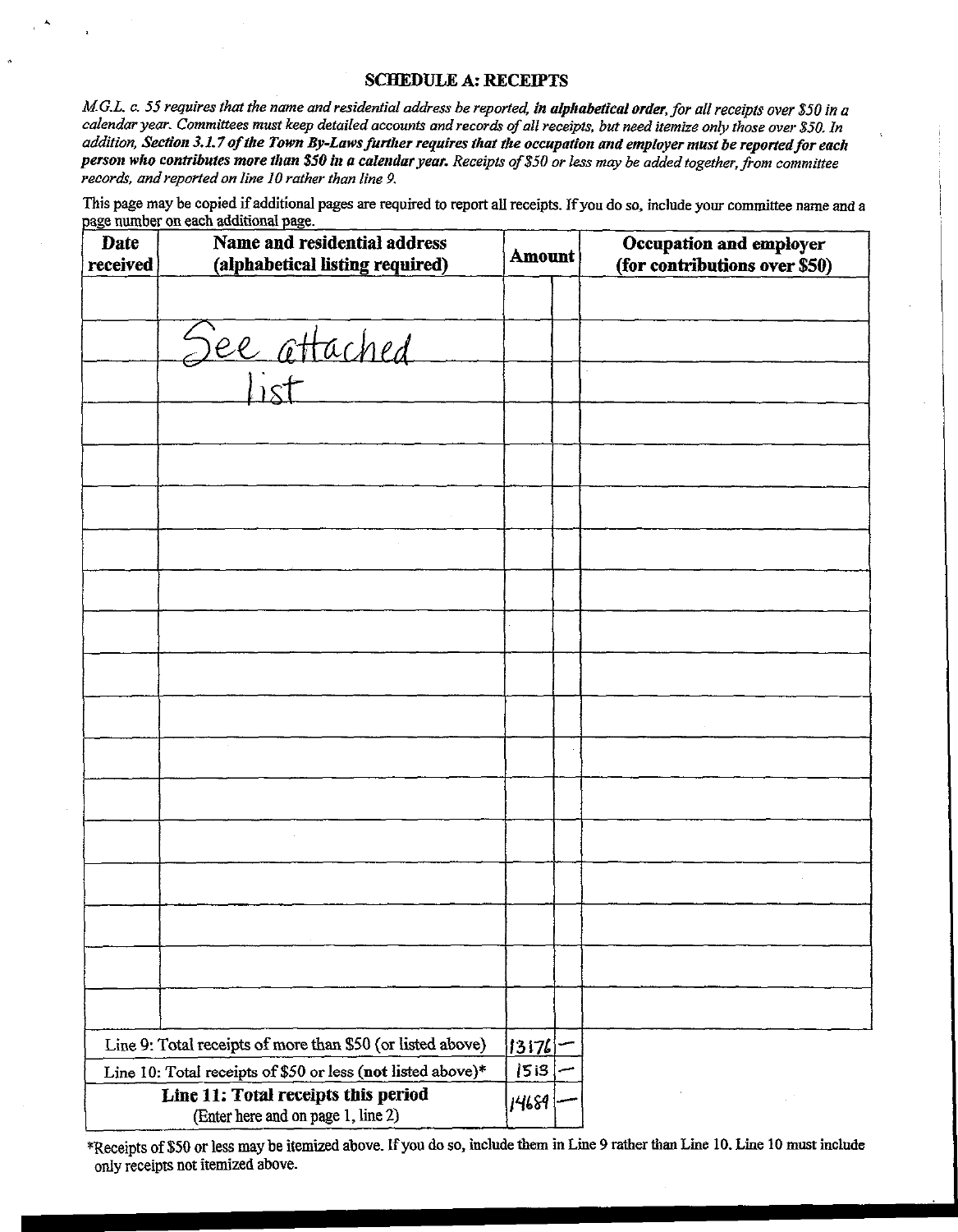## SCHEDULE A: RECEIPTS

*M.G.L. c. 55 requires that the name and residential address be reported, **in alphabetical order**, for all receipts over $50 in a calendar year. Committees must keep detailed accounts and records of all receipts, but need itemize only those over $50. In addition, **Section 3.1.7 of the Town By-Laws further requires that the occupation and employer must be reported for each person who contributes more than $50 in a calendar year.** Receipts of $50 or less may be added together, from committee records, and reported on line 10 rather than line 9.*

This page may be copied if additional pages are required to report all receipts. If you do so, include your committee name and a page number on each additional page.

| Date received | Name and residential address (alphabetical listing required) | Amount | | Occupation and employer (for contributions over $50) |
|---|---|---|---|---|
| | | | | |
| | See attached | | | |
| | list | | | |
| | | | | |
| | | | | |
| | | | | |
| | | | | |
| | | | | |
| | | | | |
| | | | | |
| | | | | |
| | | | | |
| | | | | |
| | | | | |
| | | | | |
| | | | | |
| | | | | |
| | | | | |

| | Amount | |
|---|---|---|
| Line 9: Total receipts of more than $50 (or listed above) | 13176 | — |
| Line 10: Total receipts of $50 or less (**not** listed above)* | 1513 | — |
| **Line 11: Total receipts this period** (Enter here and on page 1, line 2) | 14689 | — |

*Receipts of $50 or less may be itemized above. If you do so, include them in Line 9 rather than Line 10. Line 10 must include only receipts not itemized above.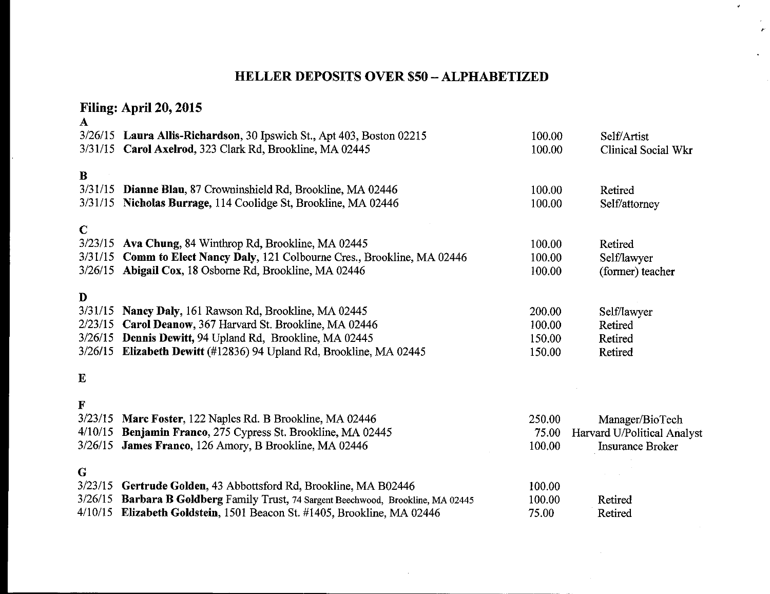# HELLER DEPOSITS OVER $50 – ALPHABETIZED

## Filing: April 20, 2015

| Date | Contributor | Amount | Occupation |
|---|---|---|---|
| **A** | | | |
| 3/26/15 | **Laura Allis-Richardson**, 30 Ipswich St., Apt 403, Boston 02215 | 100.00 | Self/Artist |
| 3/31/15 | **Carol Axelrod**, 323 Clark Rd, Brookline, MA 02445 | 100.00 | Clinical Social Wkr |
| **B** | | | |
| 3/31/15 | **Dianne Blau**, 87 Crowninshield Rd, Brookline, MA 02446 | 100.00 | Retired |
| 3/31/15 | **Nicholas Burrage**, 114 Coolidge St, Brookline, MA 02446 | 100.00 | Self/attorney |
| **C** | | | |
| 3/23/15 | **Ava Chung**, 84 Winthrop Rd, Brookline, MA 02445 | 100.00 | Retired |
| 3/31/15 | **Comm to Elect Nancy Daly**, 121 Colbourne Cres., Brookline, MA 02446 | 100.00 | Self/lawyer |
| 3/26/15 | **Abigail Cox**, 18 Osborne Rd, Brookline, MA 02446 | 100.00 | (former) teacher |
| **D** | | | |
| 3/31/15 | **Nancy Daly**, 161 Rawson Rd, Brookline, MA 02445 | 200.00 | Self/lawyer |
| 2/23/15 | **Carol Deanow**, 367 Harvard St. Brookline, MA 02446 | 100.00 | Retired |
| 3/26/15 | **Dennis Dewitt**, 94 Upland Rd, Brookline, MA 02445 | 150.00 | Retired |
| 3/26/15 | **Elizabeth Dewitt** (#12836) 94 Upland Rd, Brookline, MA 02445 | 150.00 | Retired |
| **E** | | | |
| **F** | | | |
| 3/23/15 | **Marc Foster**, 122 Naples Rd. B Brookline, MA 02446 | 250.00 | Manager/BioTech |
| 4/10/15 | **Benjamin Franco**, 275 Cypress St. Brookline, MA 02445 | 75.00 | Harvard U/Political Analyst |
| 3/26/15 | **James Franco**, 126 Amory, B Brookline, MA 02446 | 100.00 | Insurance Broker |
| **G** | | | |
| 3/23/15 | **Gertrude Golden**, 43 Abbottsford Rd, Brookline, MA B02446 | 100.00 | |
| 3/26/15 | **Barbara B Goldberg** Family Trust, 74 Sargent Beechwood, Brookline, MA 02445 | 100.00 | Retired |
| 4/10/15 | **Elizabeth Goldstein**, 1501 Beacon St. #1405, Brookline, MA 02446 | 75.00 | Retired |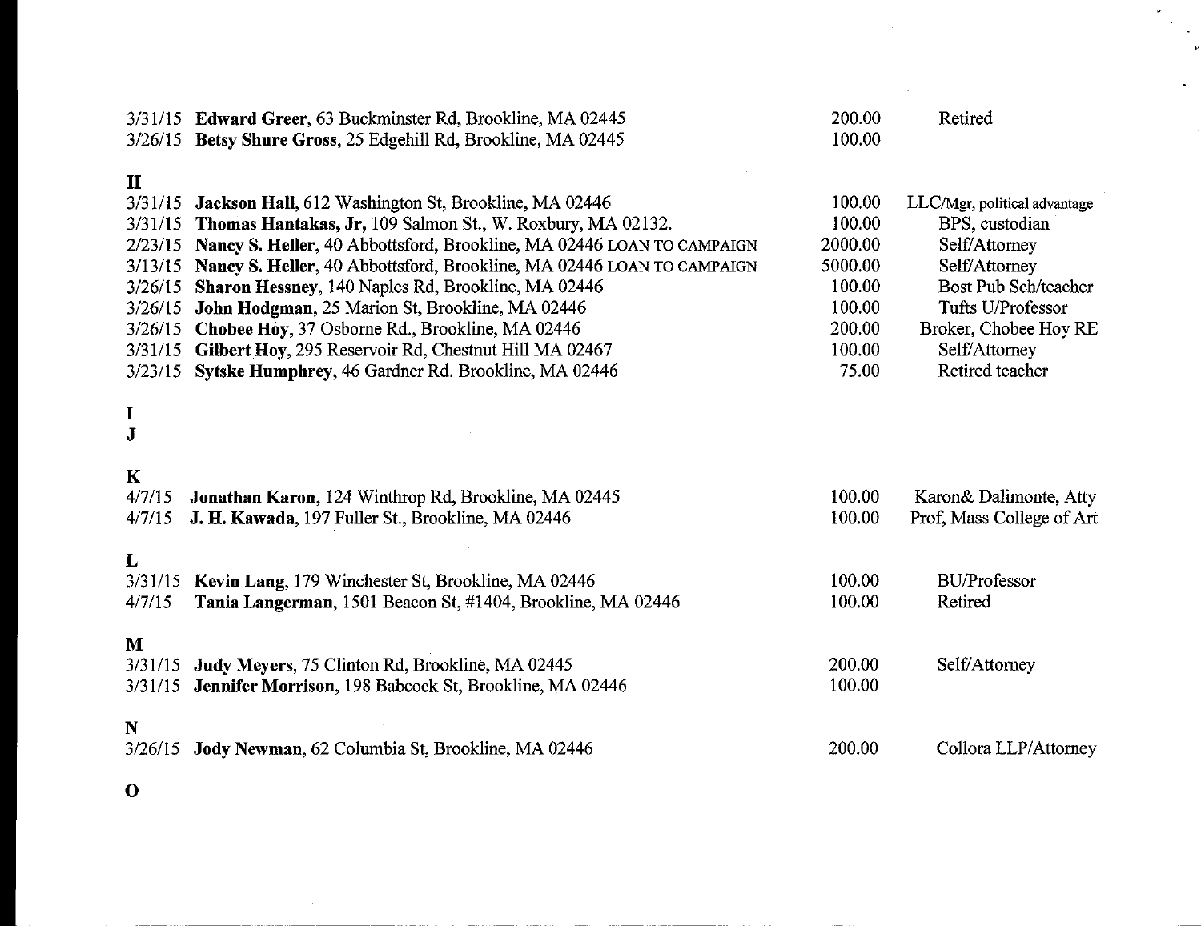3/31/15 **Edward Greer**, 63 Buckminster Rd, Brookline, MA 02445 200.00 Retired
3/26/15 **Betsy Shure Gross**, 25 Edgehill Rd, Brookline, MA 02445 100.00

**H**

| Date | Name / Address | Amount | Employer/Occupation |
|---|---|---|---|
| 3/31/15 | **Jackson Hall**, 612 Washington St, Brookline, MA 02446 | 100.00 | LLC/Mgr, political advantage |
| 3/31/15 | **Thomas Hantakas, Jr**, 109 Salmon St., W. Roxbury, MA 02132. | 100.00 | BPS, custodian |
| 2/23/15 | **Nancy S. Heller**, 40 Abbottsford, Brookline, MA 02446 LOAN TO CAMPAIGN | 2000.00 | Self/Attorney |
| 3/13/15 | **Nancy S. Heller**, 40 Abbottsford, Brookline, MA 02446 LOAN TO CAMPAIGN | 5000.00 | Self/Attorney |
| 3/26/15 | **Sharon Hessney**, 140 Naples Rd, Brookline, MA 02446 | 100.00 | Bost Pub Sch/teacher |
| 3/26/15 | **John Hodgman**, 25 Marion St, Brookline, MA 02446 | 100.00 | Tufts U/Professor |
| 3/26/15 | **Chobee Hoy**, 37 Osborne Rd., Brookline, MA 02446 | 200.00 | Broker, Chobee Hoy RE |
| 3/31/15 | **Gilbert Hoy**, 295 Reservoir Rd, Chestnut Hill MA 02467 | 100.00 | Self/Attorney |
| 3/23/15 | **Sytske Humphrey**, 46 Gardner Rd. Brookline, MA 02446 | 75.00 | Retired teacher |

**I**

**J**

**K**

| Date | Name / Address | Amount | Employer/Occupation |
|---|---|---|---|
| 4/7/15 | **Jonathan Karon**, 124 Winthrop Rd, Brookline, MA 02445 | 100.00 | Karon& Dalimonte, Atty |
| 4/7/15 | **J. H. Kawada**, 197 Fuller St., Brookline, MA 02446 | 100.00 | Prof, Mass College of Art |

**L**

| Date | Name / Address | Amount | Employer/Occupation |
|---|---|---|---|
| 3/31/15 | **Kevin Lang**, 179 Winchester St, Brookline, MA 02446 | 100.00 | BU/Professor |
| 4/7/15 | **Tania Langerman**, 1501 Beacon St, #1404, Brookline, MA 02446 | 100.00 | Retired |

**M**

| Date | Name / Address | Amount | Employer/Occupation |
|---|---|---|---|
| 3/31/15 | **Judy Meyers**, 75 Clinton Rd, Brookline, MA 02445 | 200.00 | Self/Attorney |
| 3/31/15 | **Jennifer Morrison**, 198 Babcock St, Brookline, MA 02446 | 100.00 | |

**N**

| Date | Name / Address | Amount | Employer/Occupation |
|---|---|---|---|
| 3/26/15 | **Jody Newman**, 62 Columbia St, Brookline, MA 02446 | 200.00 | Collora LLP/Attorney |

**O**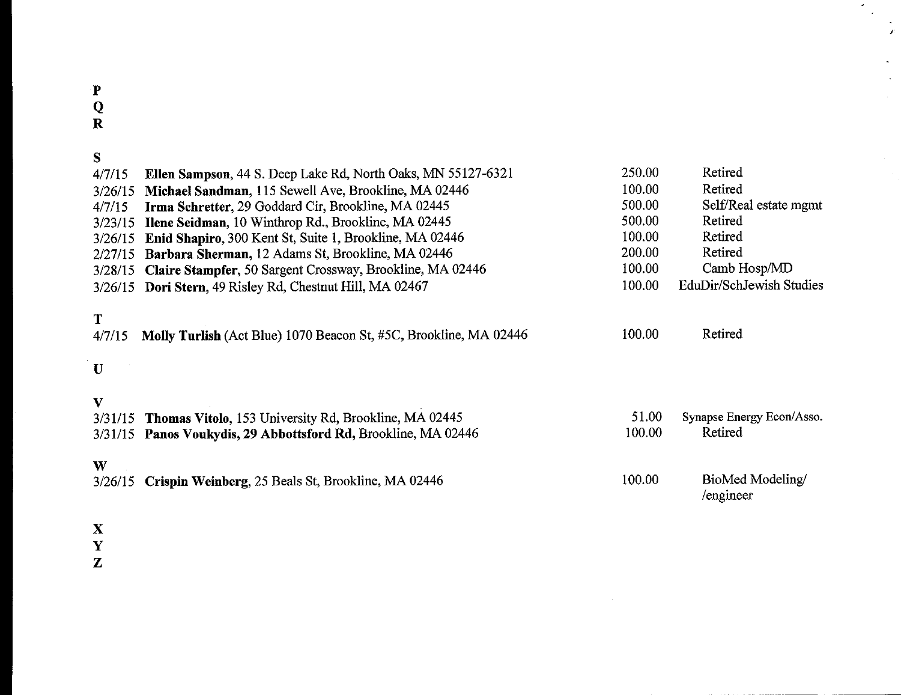**P**
**Q**
**R**

**S**

| Date | Name / Address | Amount | Occupation |
|---|---|---|---|
| 4/7/15 | **Ellen Sampson**, 44 S. Deep Lake Rd, North Oaks, MN 55127-6321 | 250.00 | Retired |
| 3/26/15 | **Michael Sandman,** 115 Sewell Ave, Brookline, MA 02446 | 100.00 | Retired |
| 4/7/15 | **Irma Schretter**, 29 Goddard Cir, Brookline, MA 02445 | 500.00 | Self/Real estate mgmt |
| 3/23/15 | **Ilene Seidman**, 10 Winthrop Rd., Brookline, MA 02445 | 500.00 | Retired |
| 3/26/15 | **Enid Shapiro**, 300 Kent St, Suite 1, Brookline, MA 02446 | 100.00 | Retired |
| 2/27/15 | **Barbara Sherman,** 12 Adams St, Brookline, MA 02446 | 200.00 | Retired |
| 3/28/15 | **Claire Stampfer**, 50 Sargent Crossway, Brookline, MA 02446 | 100.00 | Camb Hosp/MD |
| 3/26/15 | **Dori Stern**, 49 Risley Rd, Chestnut Hill, MA 02467 | 100.00 | EduDir/SchJewish Studies |

**T**

| Date | Name / Address | Amount | Occupation |
|---|---|---|---|
| 4/7/15 | **Molly Turlish** (Act Blue) 1070 Beacon St, #5C, Brookline, MA 02446 | 100.00 | Retired |

**U**

**V**

| Date | Name / Address | Amount | Occupation |
|---|---|---|---|
| 3/31/15 | **Thomas Vitolo**, 153 University Rd, Brookline, MA 02445 | 51.00 | Synapse Energy Econ/Asso. |
| 3/31/15 | **Panos Voukydis, 29 Abbottsford Rd,** Brookline, MA 02446 | 100.00 | Retired |

**W**

| Date | Name / Address | Amount | Occupation |
|---|---|---|---|
| 3/26/15 | **Crispin Weinberg**, 25 Beals St, Brookline, MA 02446 | 100.00 | BioMed Modeling/ /engineer |

**X**
**Y**
**Z**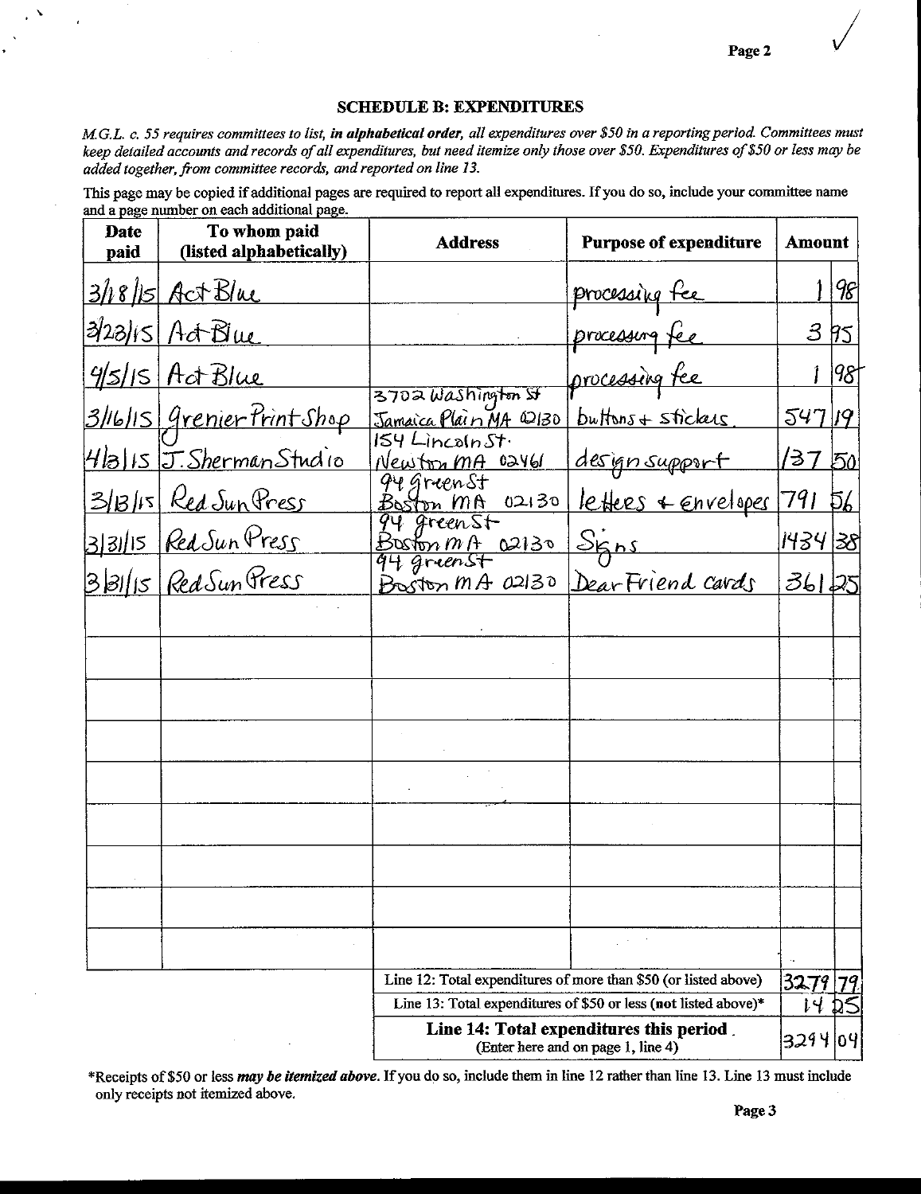## SCHEDULE B: EXPENDITURES

*M.G.L. c. 55 requires committees to list, **in alphabetical order**, all expenditures over $50 in a reporting period. Committees must keep detailed accounts and records of all expenditures, but need itemize only those over $50. Expenditures of $50 or less may be added together, from committee records, and reported on line 13.*

This page may be copied if additional pages are required to report all expenditures. If you do so, include your committee name and a page number on each additional page.

| Date paid | To whom paid (listed alphabetically) | Address | Purpose of expenditure | Amount |
|---|---|---|---|---|
| 3/18/15 | Act Blue | | processing fee | 1.98 |
| 3/23/15 | Act Blue | | processing fee | 3.95 |
| 4/5/15 | Act Blue | | processing fee | 1.98 |
| 3/16/15 | Grenier Print Shop | 3702 Washington St Jamaica Plain MA 02130 | buttons + stickers | 547.19 |
| 4/13/15 | J. Sherman Studio | 154 Lincoln St. Newton MA 02461 | design support | 137.50 |
| 3/13/15 | Red Sun Press | 94 Green St Boston MA 02130 | letters + envelopes | 791.56 |
| 3/31/15 | Red Sun Press | 94 Green St Boston MA 02130 | Signs | 1434.38 |
| 3/31/15 | Red Sun Press | 94 Green St Boston MA 02130 | Dear Friend cards | 361.25 |
| | | | | |
| | | | | |
| | | | | |
| | | | | |
| | | | | |
| | | | | |
| | | | | |
| | | | | |
| | | | | |

| | |
|---|---|
| Line 12: Total expenditures of more than $50 (or listed above) | 3279.79 |
| Line 13: Total expenditures of $50 or less (**not** listed above)* | 14.25 |
| **Line 14: Total expenditures this period** (Enter here and on page 1, line 4) | 3294.04 |

*Receipts of $50 or less ***may be itemized above***. If you do so, include them in line 12 rather than line 13. Line 13 must include only receipts not itemized above.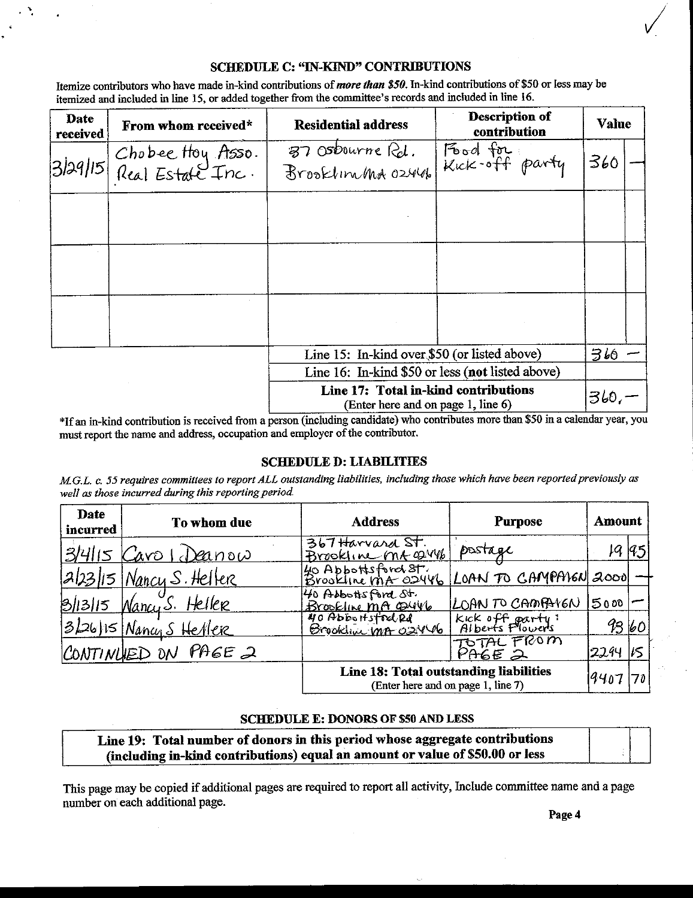### SCHEDULE C: "IN-KIND" CONTRIBUTIONS

Itemize contributors who have made in-kind contributions of ***more than $50***. In-kind contributions of $50 or less may be itemized and included in line 15, or added together from the committee's records and included in line 16.

| Date received | From whom received* | Residential address | Description of contribution | Value | |
|---|---|---|---|---|---|
| 3/29/15 | Chobee Hoy Asso. Real Estate Inc. | 37 Osbourne Rd. Brookline MA 02446 | Food for Kick-off party | 360 | — |
| | | | | | |
| | | | | | |
| | | | | | |
| | | Line 15: In-kind over $50 (or listed above) | | 360 | — |
| | | Line 16: In-kind $50 or less (**not** listed above) | | | |
| | | **Line 17: Total in-kind contributions** (Enter here and on page 1, line 6) | | 360,— | |

*If an in-kind contribution is received from a person (including candidate) who contributes more than $50 in a calendar year, you must report the name and address, occupation and employer of the contributor.

### SCHEDULE D: LIABILITIES

*M.G.L. c. 55 requires committees to report ALL outstanding liabilities, including those which have been reported previously as well as those incurred during this reporting period.*

| Date incurred | To whom due | Address | Purpose | Amount | |
|---|---|---|---|---|---|
| 3/4/15 | Carol Deanow | 367 Harvard St. Brookline MA 02446 | postage | 19 | 95 |
| 2/23/15 | Nancy S. Heller | 40 Abbottsford St. Brookline MA 02446 | LOAN TO CAMPAIGN | 2000 | — |
| 3/13/15 | Nancy S. Heller | 40 Abbottsford St. Brookline MA 02446 | LOAN TO CAMPAIGN | 5000 | — |
| 3/26/15 | Nancy S Heller | 40 Abbottsford Rd Brookline MA 02446 | Kick off party: Alberts Flowers | 93 | 60 |
| CONTINUED ON PAGE 2 | | | TOTAL FROM PAGE 2 | 2294 | 15 |
| | | **Line 18: Total outstanding liabilities** (Enter here and on page 1, line 7) | | 9407 | 70 |

### SCHEDULE E: DONORS OF $50 AND LESS

| **Line 19: Total number of donors in this period whose aggregate contributions (including in-kind contributions) equal an amount or value of $50.00 or less** | | |
|---|---|---|

This page may be copied if additional pages are required to report all activity, Include committee name and a page number on each additional page.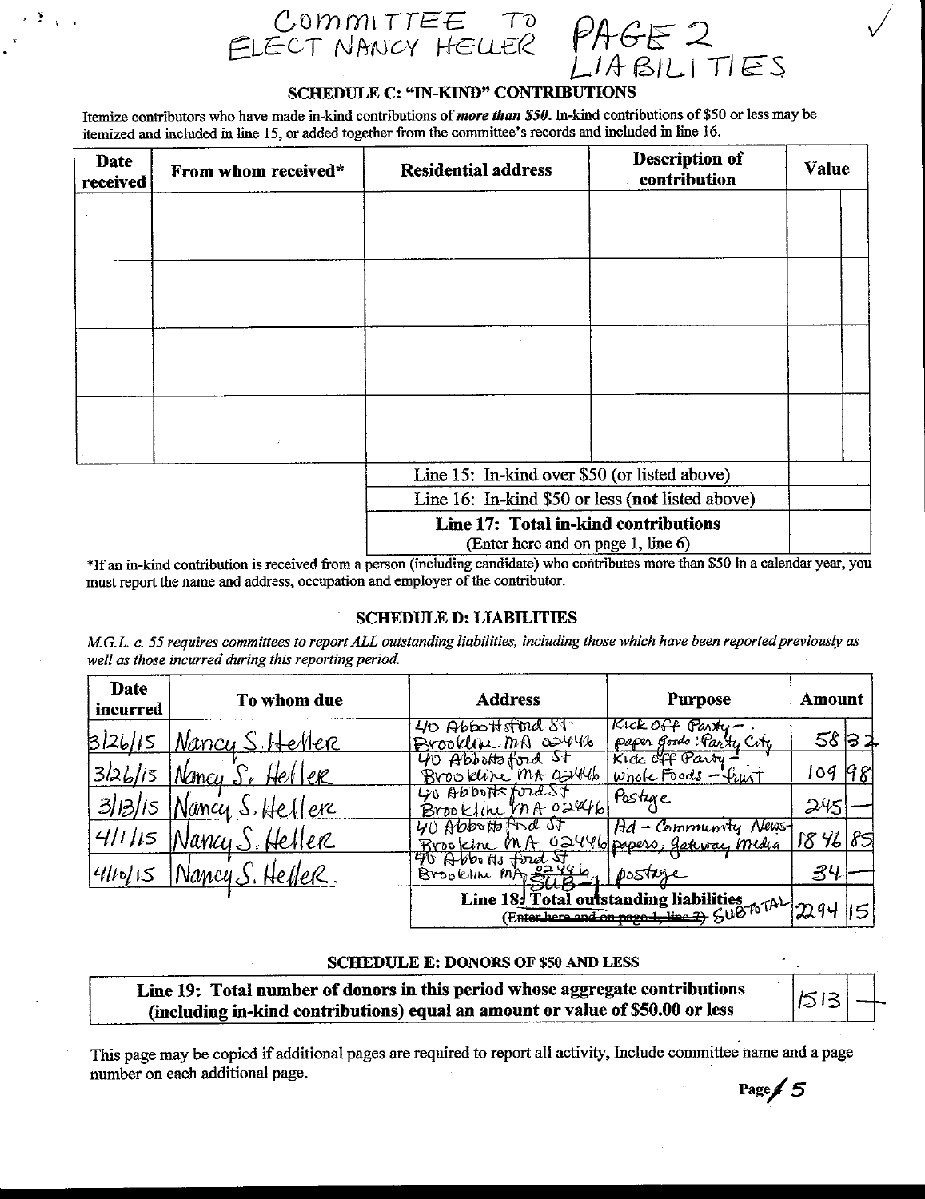COMMITTEE TO ELECT NANCY HELLER   PAGE 2 LIABILITIES   ✓

### SCHEDULE C: "IN-KIND" CONTRIBUTIONS

Itemize contributors who have made in-kind contributions of ***more than $50***. In-kind contributions of $50 or less may be itemized and included in line 15, or added together from the committee's records and included in line 16.

| Date received | From whom received* | Residential address | Description of contribution | Value | |
|---|---|---|---|---|---|
| | | | | | |
| | | | | | |
| | | | | | |
| | | | | | |
| | | Line 15: In-kind over $50 (or listed above) | | | |
| | | Line 16: In-kind $50 or less (**not** listed above) | | | |
| | | **Line 17: Total in-kind contributions** (Enter here and on page 1, line 6) | | | |

*If an in-kind contribution is received from a person (including candidate) who contributes more than $50 in a calendar year, you must report the name and address, occupation and employer of the contributor.

### SCHEDULE D: LIABILITIES

*M.G.L. c. 55 requires committees to report ALL outstanding liabilities, including those which have been reported previously as well as those incurred during this reporting period.*

| Date incurred | To whom due | Address | Purpose | Amount | |
|---|---|---|---|---|---|
| 3/26/15 | Nancy S. Heller | 40 Abbottsford St Brookline MA 02446 | Kick off Party - paper goods: Party City | 58 | 32 |
| 3/26/15 | Nancy S. Heller | 40 Abbottsford St Brookline MA 02446 | Kick off Party - Whole Foods - fruit | 109 | 98 |
| 3/13/15 | Nancy S. Heller | 40 Abbottsford St Brookline MA 02446 | Postage | 245 | — |
| 4/1/15 | Nancy S. Heller | 40 Abbottsford St Brookline MA 02446 | Ad - Community Newspapers, Gateway Media | 1846 | 85 |
| 4/10/15 | Nancy S. Heller. | 40 Abbottsford St Brookline MA 02446 | postage | 34 | — |
| | | SUB - **Line 18: Total outstanding liabilities** ~~(Enter here and on page 1, line 7)~~ SUBTOTAL | | 2294 | 15 |

### SCHEDULE E: DONORS OF $50 AND LESS

| | | |
|---|---|---|
| **Line 19: Total number of donors in this period whose aggregate contributions (including in-kind contributions) equal an amount or value of $50.00 or less** | 1513 | — |

This page may be copied if additional pages are required to report all activity, Include committee name and a page number on each additional page.

Page 5